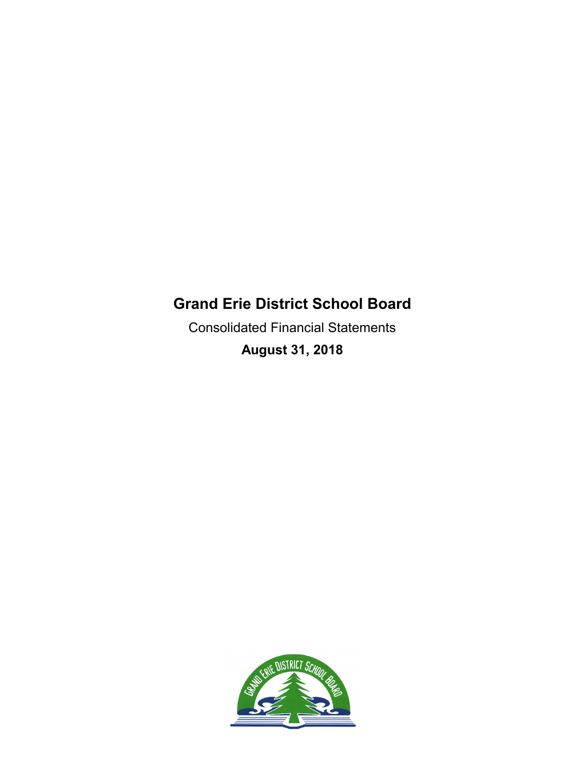# Grand Erie District School Board

Consolidated Financial Statements

**August 31, 2018**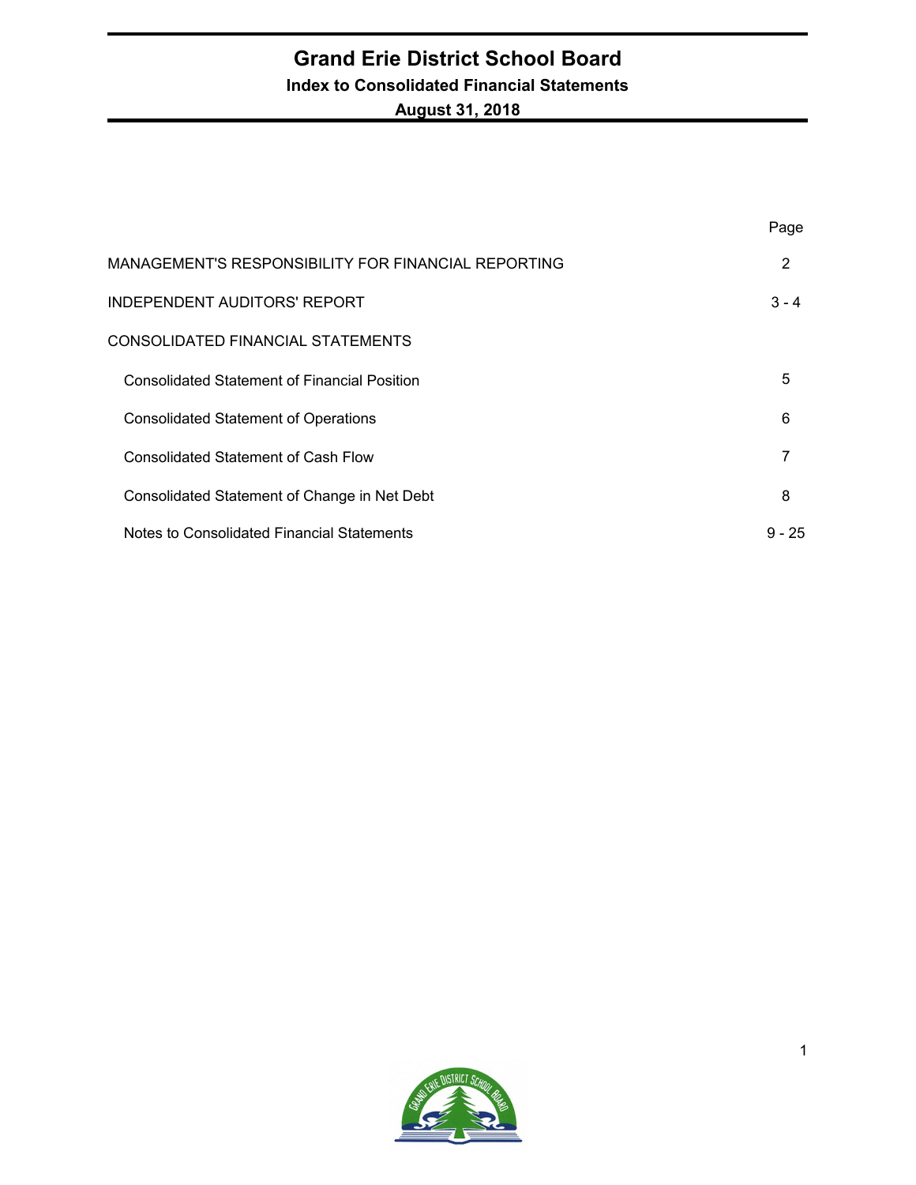# Grand Erie District School Board

## Index to Consolidated Financial Statements

**August 31, 2018**

| | Page |
|---|---|
| MANAGEMENT'S RESPONSIBILITY FOR FINANCIAL REPORTING | 2 |
| INDEPENDENT AUDITORS' REPORT | 3 - 4 |
| CONSOLIDATED FINANCIAL STATEMENTS | |
| Consolidated Statement of Financial Position | 5 |
| Consolidated Statement of Operations | 6 |
| Consolidated Statement of Cash Flow | 7 |
| Consolidated Statement of Change in Net Debt | 8 |
| Notes to Consolidated Financial Statements | 9 - 25 |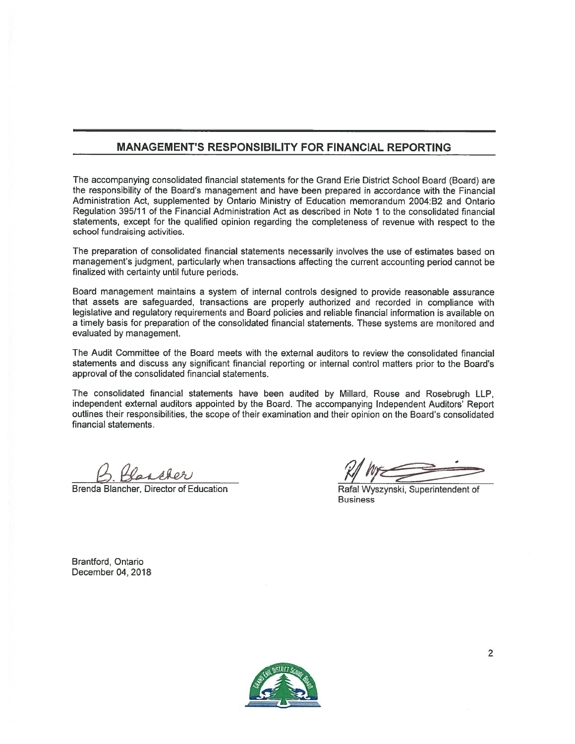## MANAGEMENT'S RESPONSIBILITY FOR FINANCIAL REPORTING

The accompanying consolidated financial statements for the Grand Erie District School Board (Board) are the responsibility of the Board's management and have been prepared in accordance with the Financial Administration Act, supplemented by Ontario Ministry of Education memorandum 2004:B2 and Ontario Regulation 395/11 of the Financial Administration Act as described in Note 1 to the consolidated financial statements, except for the qualified opinion regarding the completeness of revenue with respect to the school fundraising activities.

The preparation of consolidated financial statements necessarily involves the use of estimates based on management's judgment, particularly when transactions affecting the current accounting period cannot be finalized with certainty until future periods.

Board management maintains a system of internal controls designed to provide reasonable assurance that assets are safeguarded, transactions are properly authorized and recorded in compliance with legislative and regulatory requirements and Board policies and reliable financial information is available on a timely basis for preparation of the consolidated financial statements. These systems are monitored and evaluated by management.

The Audit Committee of the Board meets with the external auditors to review the consolidated financial statements and discuss any significant financial reporting or internal control matters prior to the Board's approval of the consolidated financial statements.

The consolidated financial statements have been audited by Millard, Rouse and Rosebrugh LLP, independent external auditors appointed by the Board. The accompanying Independent Auditors' Report outlines their responsibilities, the scope of their examination and their opinion on the Board's consolidated financial statements.

B. Blancher
Brenda Blancher, Director of Education

Rafal Wyszynski, Superintendent of Business

Brantford, Ontario
December 04, 2018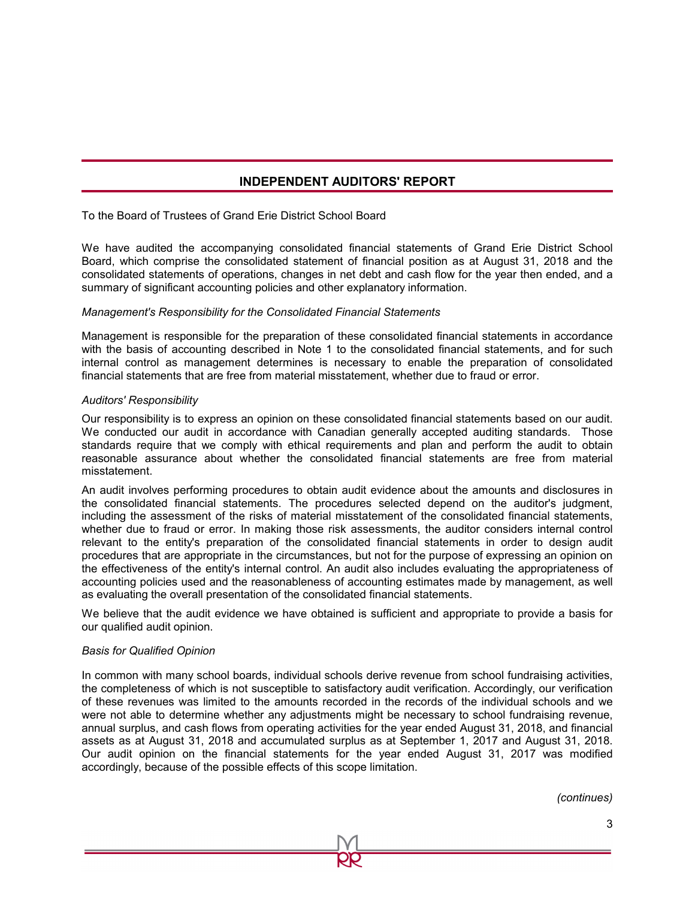# INDEPENDENT AUDITORS' REPORT

To the Board of Trustees of Grand Erie District School Board

We have audited the accompanying consolidated financial statements of Grand Erie District School Board, which comprise the consolidated statement of financial position as at August 31, 2018 and the consolidated statements of operations, changes in net debt and cash flow for the year then ended, and a summary of significant accounting policies and other explanatory information.

*Management's Responsibility for the Consolidated Financial Statements*

Management is responsible for the preparation of these consolidated financial statements in accordance with the basis of accounting described in Note 1 to the consolidated financial statements, and for such internal control as management determines is necessary to enable the preparation of consolidated financial statements that are free from material misstatement, whether due to fraud or error.

*Auditors' Responsibility*

Our responsibility is to express an opinion on these consolidated financial statements based on our audit. We conducted our audit in accordance with Canadian generally accepted auditing standards. Those standards require that we comply with ethical requirements and plan and perform the audit to obtain reasonable assurance about whether the consolidated financial statements are free from material misstatement.

An audit involves performing procedures to obtain audit evidence about the amounts and disclosures in the consolidated financial statements. The procedures selected depend on the auditor's judgment, including the assessment of the risks of material misstatement of the consolidated financial statements, whether due to fraud or error. In making those risk assessments, the auditor considers internal control relevant to the entity's preparation of the consolidated financial statements in order to design audit procedures that are appropriate in the circumstances, but not for the purpose of expressing an opinion on the effectiveness of the entity's internal control. An audit also includes evaluating the appropriateness of accounting policies used and the reasonableness of accounting estimates made by management, as well as evaluating the overall presentation of the consolidated financial statements.

We believe that the audit evidence we have obtained is sufficient and appropriate to provide a basis for our qualified audit opinion.

*Basis for Qualified Opinion*

In common with many school boards, individual schools derive revenue from school fundraising activities, the completeness of which is not susceptible to satisfactory audit verification. Accordingly, our verification of these revenues was limited to the amounts recorded in the records of the individual schools and we were not able to determine whether any adjustments might be necessary to school fundraising revenue, annual surplus, and cash flows from operating activities for the year ended August 31, 2018, and financial assets as at August 31, 2018 and accumulated surplus as at September 1, 2017 and August 31, 2018. Our audit opinion on the financial statements for the year ended August 31, 2017 was modified accordingly, because of the possible effects of this scope limitation.

*(continues)*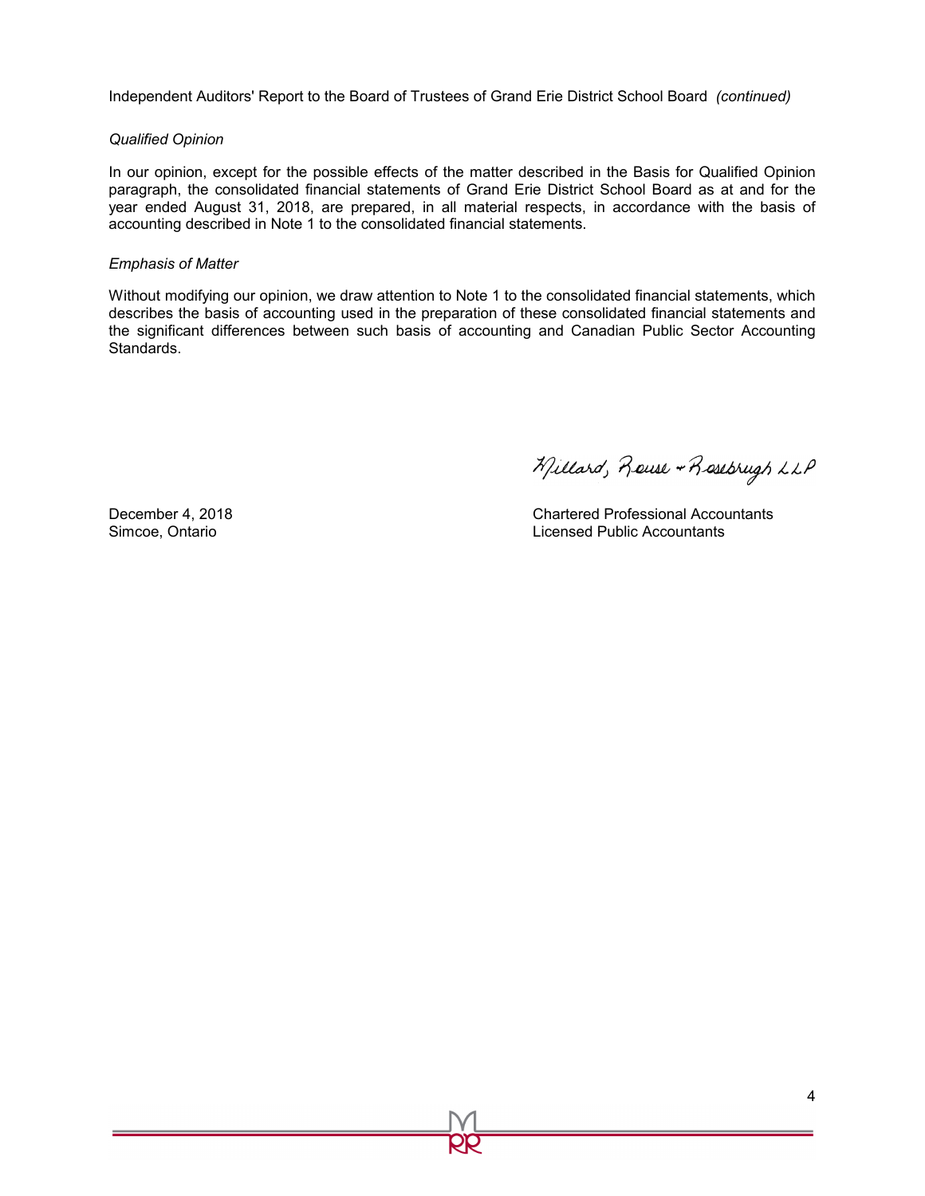Independent Auditors' Report to the Board of Trustees of Grand Erie District School Board *(continued)*

*Qualified Opinion*

In our opinion, except for the possible effects of the matter described in the Basis for Qualified Opinion paragraph, the consolidated financial statements of Grand Erie District School Board as at and for the year ended August 31, 2018, are prepared, in all material respects, in accordance with the basis of accounting described in Note 1 to the consolidated financial statements.

*Emphasis of Matter*

Without modifying our opinion, we draw attention to Note 1 to the consolidated financial statements, which describes the basis of accounting used in the preparation of these consolidated financial statements and the significant differences between such basis of accounting and Canadian Public Sector Accounting Standards.

Millard, Rouse & Rosebrugh LLP

December 4, 2018
Simcoe, Ontario

Chartered Professional Accountants
Licensed Public Accountants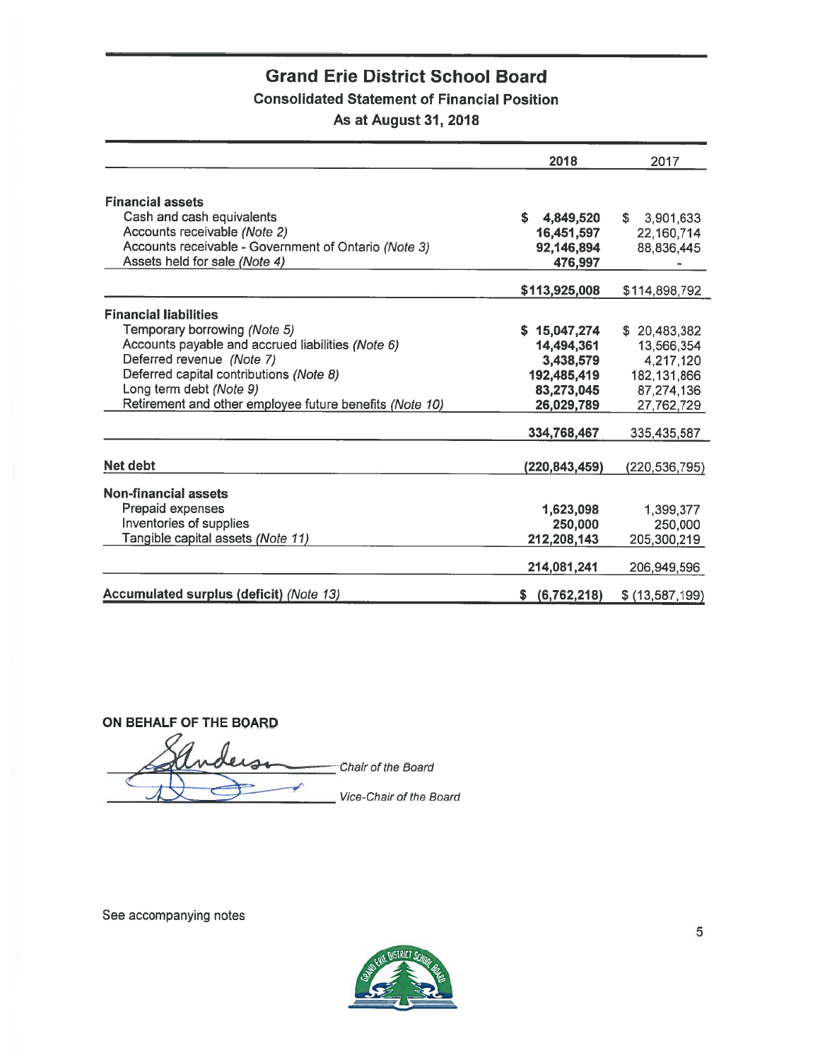# Grand Erie District School Board

## Consolidated Statement of Financial Position

### As at August 31, 2018

| | 2018 | 2017 |
|---|---|---|
| **Financial assets** | | |
| Cash and cash equivalents | $ 4,849,520 | $ 3,901,633 |
| Accounts receivable *(Note 2)* | 16,451,597 | 22,160,714 |
| Accounts receivable - Government of Ontario *(Note 3)* | 92,146,894 | 88,836,445 |
| Assets held for sale *(Note 4)* | 476,997 | - |
| | $113,925,008 | $114,898,792 |
| **Financial liabilities** | | |
| Temporary borrowing *(Note 5)* | $ 15,047,274 | $ 20,483,382 |
| Accounts payable and accrued liabilities *(Note 6)* | 14,494,361 | 13,566,354 |
| Deferred revenue *(Note 7)* | 3,438,579 | 4,217,120 |
| Deferred capital contributions *(Note 8)* | 192,485,419 | 182,131,866 |
| Long term debt *(Note 9)* | 83,273,045 | 87,274,136 |
| Retirement and other employee future benefits *(Note 10)* | 26,029,789 | 27,762,729 |
| | 334,768,467 | 335,435,587 |
| **Net debt** | (220,843,459) | (220,536,795) |
| **Non-financial assets** | | |
| Prepaid expenses | 1,623,098 | 1,399,377 |
| Inventories of supplies | 250,000 | 250,000 |
| Tangible capital assets *(Note 11)* | 212,208,143 | 205,300,219 |
| | 214,081,241 | 206,949,596 |
| **Accumulated surplus (deficit)** *(Note 13)* | $ (6,762,218) | $ (13,587,199) |

**ON BEHALF OF THE BOARD**

_______________________ *Chair of the Board*

_______________________ *Vice-Chair of the Board*

See accompanying notes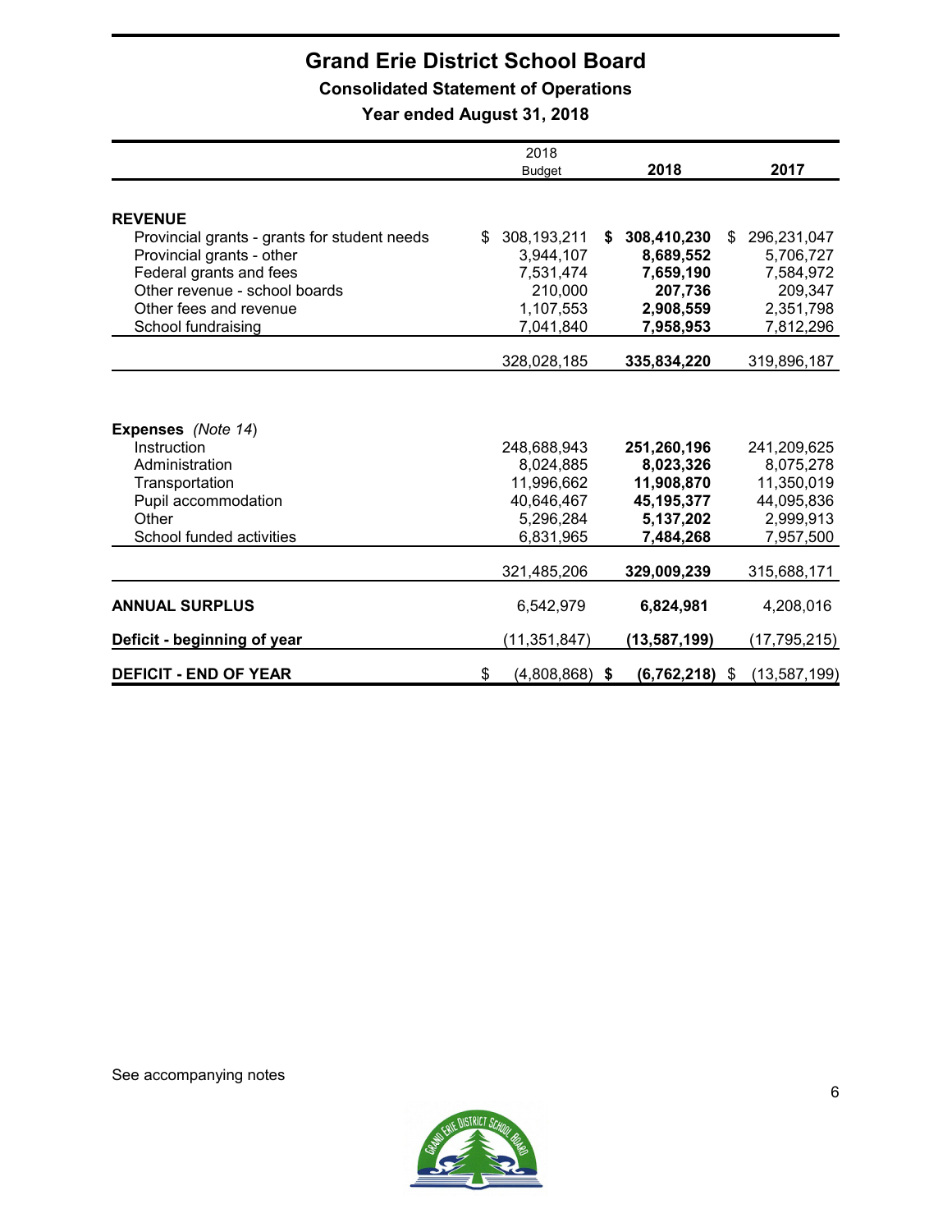# Grand Erie District School Board

## Consolidated Statement of Operations

### Year ended August 31, 2018

| | 2018 Budget | 2018 | 2017 |
|---|---|---|---|
| **REVENUE** | | | |
| Provincial grants - grants for student needs | $ 308,193,211 | **$ 308,410,230** | $ 296,231,047 |
| Provincial grants - other | 3,944,107 | **8,689,552** | 5,706,727 |
| Federal grants and fees | 7,531,474 | **7,659,190** | 7,584,972 |
| Other revenue - school boards | 210,000 | **207,736** | 209,347 |
| Other fees and revenue | 1,107,553 | **2,908,559** | 2,351,798 |
| School fundraising | 7,041,840 | **7,958,953** | 7,812,296 |
| | 328,028,185 | **335,834,220** | 319,896,187 |
| **Expenses** *(Note 14)* | | | |
| Instruction | 248,688,943 | **251,260,196** | 241,209,625 |
| Administration | 8,024,885 | **8,023,326** | 8,075,278 |
| Transportation | 11,996,662 | **11,908,870** | 11,350,019 |
| Pupil accommodation | 40,646,467 | **45,195,377** | 44,095,836 |
| Other | 5,296,284 | **5,137,202** | 2,999,913 |
| School funded activities | 6,831,965 | **7,484,268** | 7,957,500 |
| | 321,485,206 | **329,009,239** | 315,688,171 |
| **ANNUAL SURPLUS** | 6,542,979 | **6,824,981** | 4,208,016 |
| **Deficit - beginning of year** | (11,351,847) | **(13,587,199)** | (17,795,215) |
| **DEFICIT - END OF YEAR** | $ (4,808,868) | **$ (6,762,218)** | $ (13,587,199) |

See accompanying notes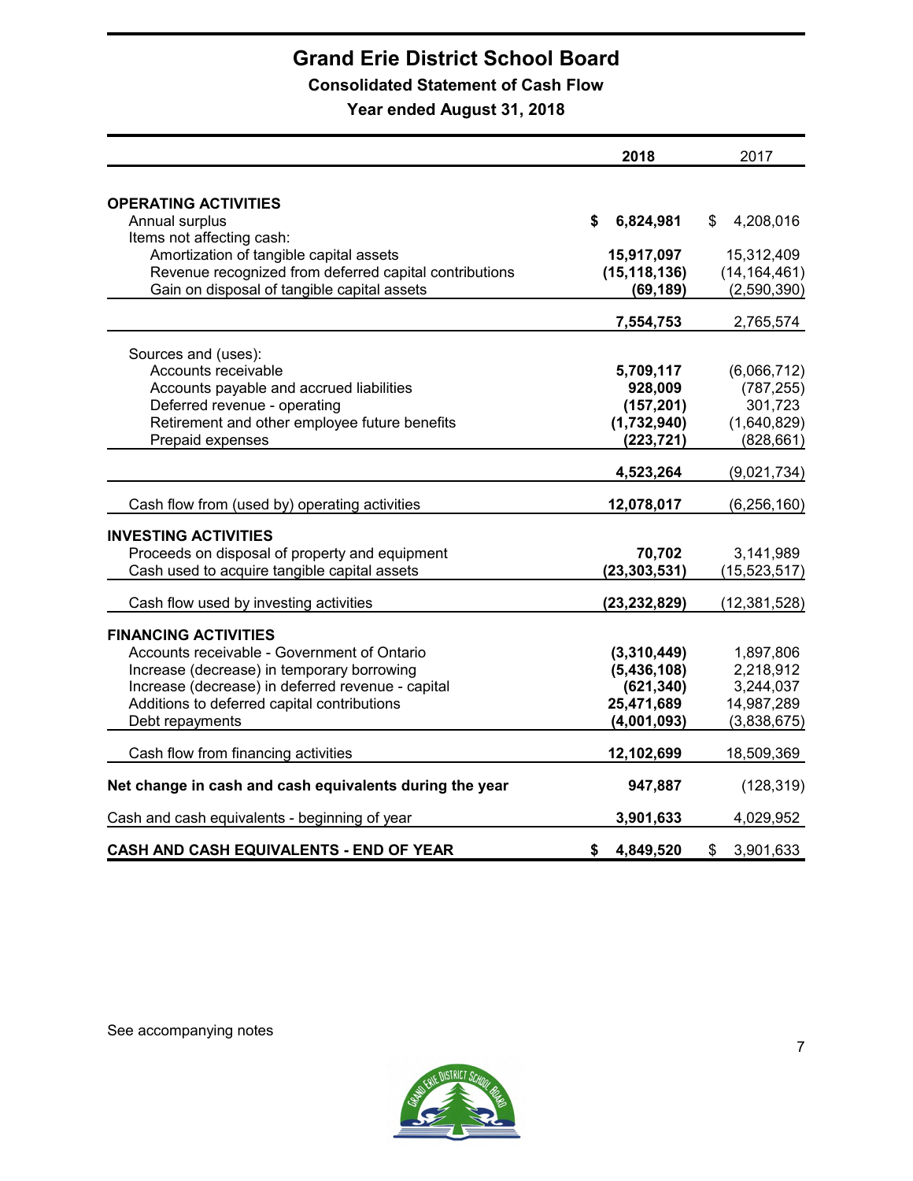# Grand Erie District School Board

## Consolidated Statement of Cash Flow

### Year ended August 31, 2018

| | **2018** | 2017 |
|---|---|---|
| **OPERATING ACTIVITIES** | | |
| Annual surplus | **$ 6,824,981** | $ 4,208,016 |
| Items not affecting cash: | | |
| Amortization of tangible capital assets | **15,917,097** | 15,312,409 |
| Revenue recognized from deferred capital contributions | **(15,118,136)** | (14,164,461) |
| Gain on disposal of tangible capital assets | **(69,189)** | (2,590,390) |
| | **7,554,753** | 2,765,574 |
| Sources and (uses): | | |
| Accounts receivable | **5,709,117** | (6,066,712) |
| Accounts payable and accrued liabilities | **928,009** | (787,255) |
| Deferred revenue - operating | **(157,201)** | 301,723 |
| Retirement and other employee future benefits | **(1,732,940)** | (1,640,829) |
| Prepaid expenses | **(223,721)** | (828,661) |
| | **4,523,264** | (9,021,734) |
| Cash flow from (used by) operating activities | **12,078,017** | (6,256,160) |
| **INVESTING ACTIVITIES** | | |
| Proceeds on disposal of property and equipment | **70,702** | 3,141,989 |
| Cash used to acquire tangible capital assets | **(23,303,531)** | (15,523,517) |
| Cash flow used by investing activities | **(23,232,829)** | (12,381,528) |
| **FINANCING ACTIVITIES** | | |
| Accounts receivable - Government of Ontario | **(3,310,449)** | 1,897,806 |
| Increase (decrease) in temporary borrowing | **(5,436,108)** | 2,218,912 |
| Increase (decrease) in deferred revenue - capital | **(621,340)** | 3,244,037 |
| Additions to deferred capital contributions | **25,471,689** | 14,987,289 |
| Debt repayments | **(4,001,093)** | (3,838,675) |
| Cash flow from financing activities | **12,102,699** | 18,509,369 |
| **Net change in cash and cash equivalents during the year** | **947,887** | (128,319) |
| Cash and cash equivalents - beginning of year | **3,901,633** | 4,029,952 |
| **CASH AND CASH EQUIVALENTS - END OF YEAR** | **$ 4,849,520** | $ 3,901,633 |

See accompanying notes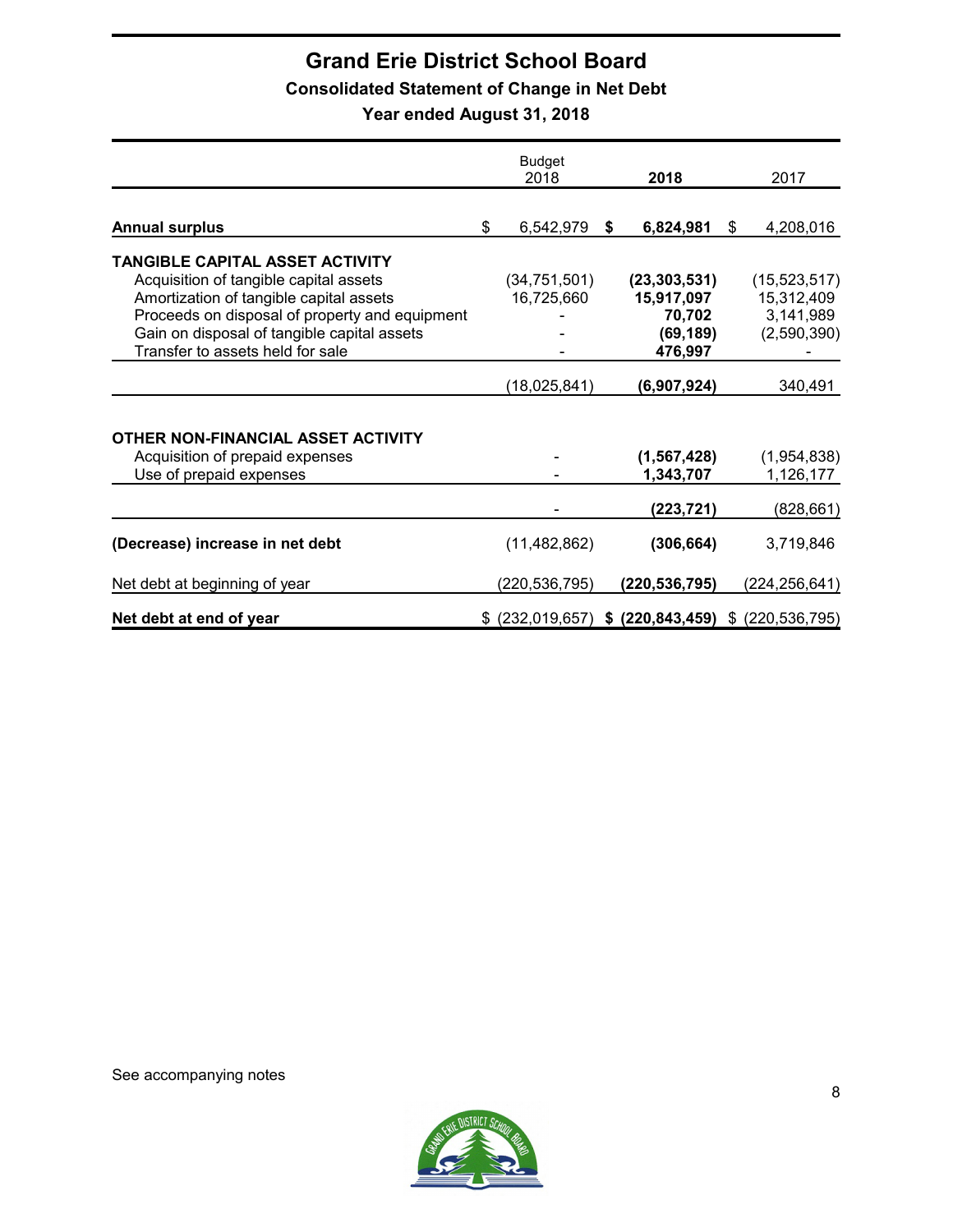# Grand Erie District School Board

## Consolidated Statement of Change in Net Debt

### Year ended August 31, 2018

| | Budget 2018 | **2018** | 2017 |
|---|---|---|---|
| **Annual surplus** | $ 6,542,979 | **$ 6,824,981** | $ 4,208,016 |
| **TANGIBLE CAPITAL ASSET ACTIVITY** | | | |
| Acquisition of tangible capital assets | (34,751,501) | **(23,303,531)** | (15,523,517) |
| Amortization of tangible capital assets | 16,725,660 | **15,917,097** | 15,312,409 |
| Proceeds on disposal of property and equipment | - | **70,702** | 3,141,989 |
| Gain on disposal of tangible capital assets | - | **(69,189)** | (2,590,390) |
| Transfer to assets held for sale | - | **476,997** | - |
| | (18,025,841) | **(6,907,924)** | 340,491 |
| **OTHER NON-FINANCIAL ASSET ACTIVITY** | | | |
| Acquisition of prepaid expenses | - | **(1,567,428)** | (1,954,838) |
| Use of prepaid expenses | - | **1,343,707** | 1,126,177 |
| | - | **(223,721)** | (828,661) |
| **(Decrease) increase in net debt** | (11,482,862) | **(306,664)** | 3,719,846 |
| Net debt at beginning of year | (220,536,795) | **(220,536,795)** | (224,256,641) |
| **Net debt at end of year** | $ (232,019,657) | **$ (220,843,459)** | $ (220,536,795) |

See accompanying notes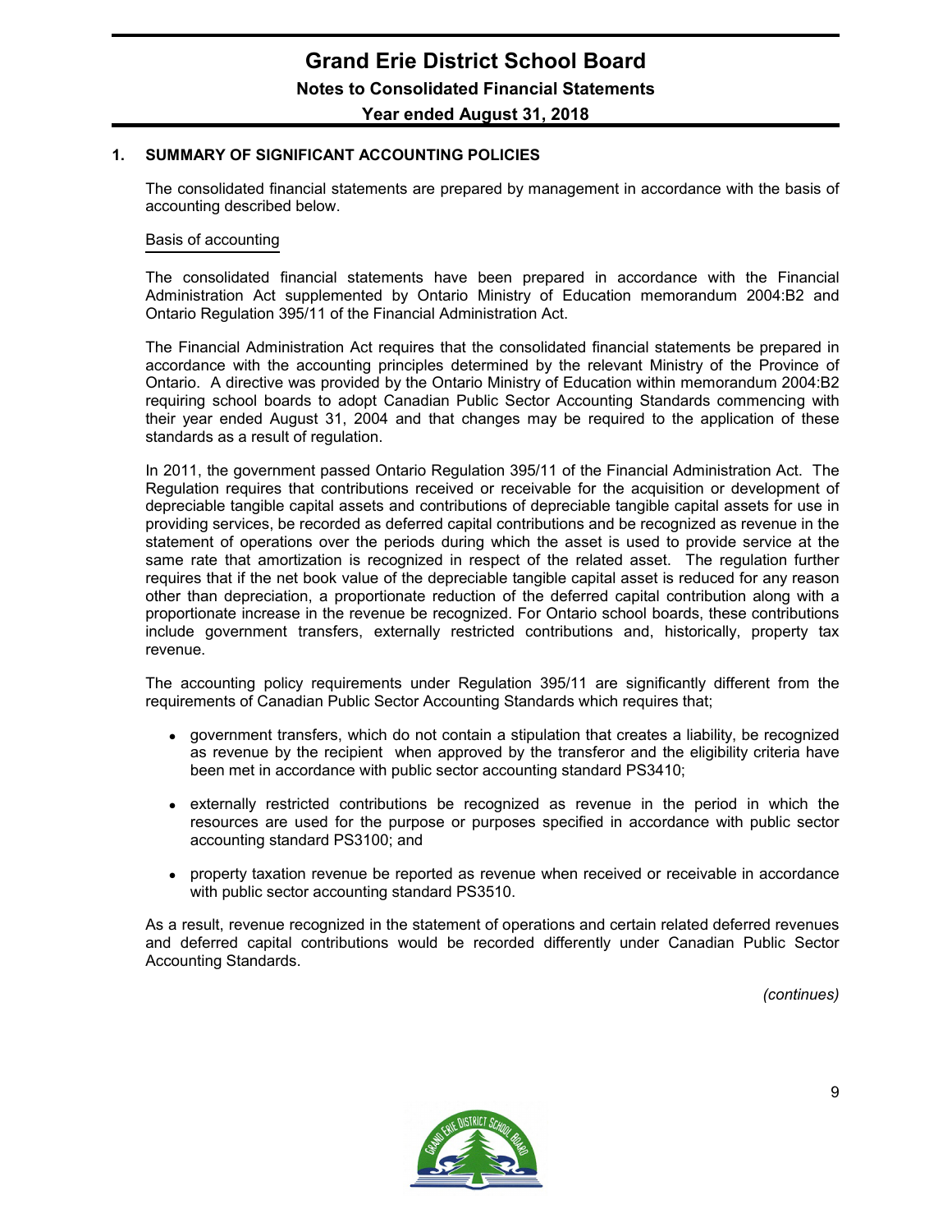## 1. SUMMARY OF SIGNIFICANT ACCOUNTING POLICIES

The consolidated financial statements are prepared by management in accordance with the basis of accounting described below.

### Basis of accounting

The consolidated financial statements have been prepared in accordance with the Financial Administration Act supplemented by Ontario Ministry of Education memorandum 2004:B2 and Ontario Regulation 395/11 of the Financial Administration Act.

The Financial Administration Act requires that the consolidated financial statements be prepared in accordance with the accounting principles determined by the relevant Ministry of the Province of Ontario. A directive was provided by the Ontario Ministry of Education within memorandum 2004:B2 requiring school boards to adopt Canadian Public Sector Accounting Standards commencing with their year ended August 31, 2004 and that changes may be required to the application of these standards as a result of regulation.

In 2011, the government passed Ontario Regulation 395/11 of the Financial Administration Act. The Regulation requires that contributions received or receivable for the acquisition or development of depreciable tangible capital assets and contributions of depreciable tangible capital assets for use in providing services, be recorded as deferred capital contributions and be recognized as revenue in the statement of operations over the periods during which the asset is used to provide service at the same rate that amortization is recognized in respect of the related asset. The regulation further requires that if the net book value of the depreciable tangible capital asset is reduced for any reason other than depreciation, a proportionate reduction of the deferred capital contribution along with a proportionate increase in the revenue be recognized. For Ontario school boards, these contributions include government transfers, externally restricted contributions and, historically, property tax revenue.

The accounting policy requirements under Regulation 395/11 are significantly different from the requirements of Canadian Public Sector Accounting Standards which requires that;

- government transfers, which do not contain a stipulation that creates a liability, be recognized as revenue by the recipient when approved by the transferor and the eligibility criteria have been met in accordance with public sector accounting standard PS3410;
- externally restricted contributions be recognized as revenue in the period in which the resources are used for the purpose or purposes specified in accordance with public sector accounting standard PS3100; and
- property taxation revenue be reported as revenue when received or receivable in accordance with public sector accounting standard PS3510.

As a result, revenue recognized in the statement of operations and certain related deferred revenues and deferred capital contributions would be recorded differently under Canadian Public Sector Accounting Standards.

*(continues)*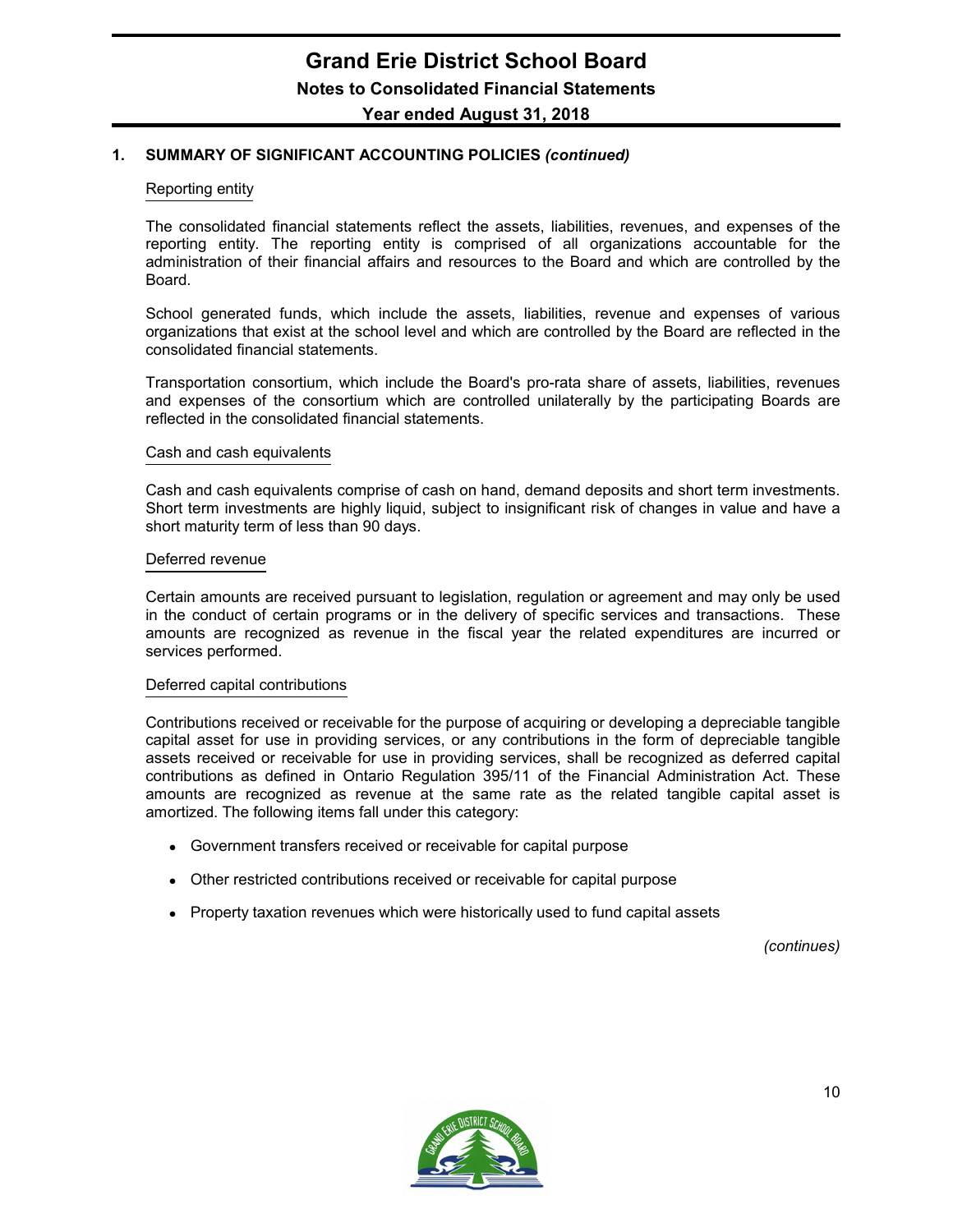## 1. SUMMARY OF SIGNIFICANT ACCOUNTING POLICIES *(continued)*

### Reporting entity

The consolidated financial statements reflect the assets, liabilities, revenues, and expenses of the reporting entity. The reporting entity is comprised of all organizations accountable for the administration of their financial affairs and resources to the Board and which are controlled by the Board.

School generated funds, which include the assets, liabilities, revenue and expenses of various organizations that exist at the school level and which are controlled by the Board are reflected in the consolidated financial statements.

Transportation consortium, which include the Board's pro-rata share of assets, liabilities, revenues and expenses of the consortium which are controlled unilaterally by the participating Boards are reflected in the consolidated financial statements.

### Cash and cash equivalents

Cash and cash equivalents comprise of cash on hand, demand deposits and short term investments. Short term investments are highly liquid, subject to insignificant risk of changes in value and have a short maturity term of less than 90 days.

### Deferred revenue

Certain amounts are received pursuant to legislation, regulation or agreement and may only be used in the conduct of certain programs or in the delivery of specific services and transactions. These amounts are recognized as revenue in the fiscal year the related expenditures are incurred or services performed.

### Deferred capital contributions

Contributions received or receivable for the purpose of acquiring or developing a depreciable tangible capital asset for use in providing services, or any contributions in the form of depreciable tangible assets received or receivable for use in providing services, shall be recognized as deferred capital contributions as defined in Ontario Regulation 395/11 of the Financial Administration Act. These amounts are recognized as revenue at the same rate as the related tangible capital asset is amortized. The following items fall under this category:

- Government transfers received or receivable for capital purpose
- Other restricted contributions received or receivable for capital purpose
- Property taxation revenues which were historically used to fund capital assets

*(continues)*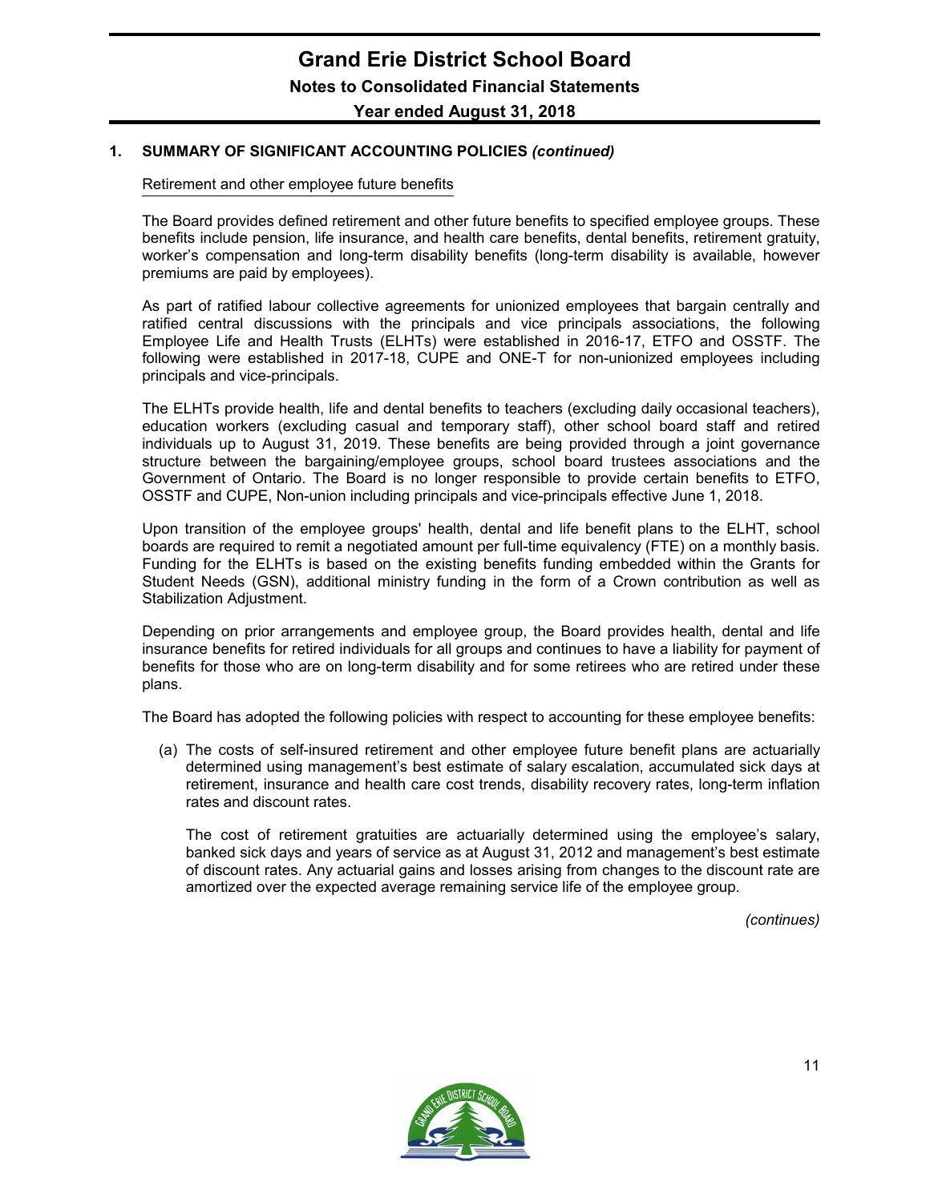## 1. SUMMARY OF SIGNIFICANT ACCOUNTING POLICIES *(continued)*

### Retirement and other employee future benefits

The Board provides defined retirement and other future benefits to specified employee groups. These benefits include pension, life insurance, and health care benefits, dental benefits, retirement gratuity, worker's compensation and long-term disability benefits (long-term disability is available, however premiums are paid by employees).

As part of ratified labour collective agreements for unionized employees that bargain centrally and ratified central discussions with the principals and vice principals associations, the following Employee Life and Health Trusts (ELHTs) were established in 2016-17, ETFO and OSSTF. The following were established in 2017-18, CUPE and ONE-T for non-unionized employees including principals and vice-principals.

The ELHTs provide health, life and dental benefits to teachers (excluding daily occasional teachers), education workers (excluding casual and temporary staff), other school board staff and retired individuals up to August 31, 2019. These benefits are being provided through a joint governance structure between the bargaining/employee groups, school board trustees associations and the Government of Ontario. The Board is no longer responsible to provide certain benefits to ETFO, OSSTF and CUPE, Non-union including principals and vice-principals effective June 1, 2018.

Upon transition of the employee groups' health, dental and life benefit plans to the ELHT, school boards are required to remit a negotiated amount per full-time equivalency (FTE) on a monthly basis. Funding for the ELHTs is based on the existing benefits funding embedded within the Grants for Student Needs (GSN), additional ministry funding in the form of a Crown contribution as well as Stabilization Adjustment.

Depending on prior arrangements and employee group, the Board provides health, dental and life insurance benefits for retired individuals for all groups and continues to have a liability for payment of benefits for those who are on long-term disability and for some retirees who are retired under these plans.

The Board has adopted the following policies with respect to accounting for these employee benefits:

(a) The costs of self-insured retirement and other employee future benefit plans are actuarially determined using management's best estimate of salary escalation, accumulated sick days at retirement, insurance and health care cost trends, disability recovery rates, long-term inflation rates and discount rates.

The cost of retirement gratuities are actuarially determined using the employee's salary, banked sick days and years of service as at August 31, 2012 and management's best estimate of discount rates. Any actuarial gains and losses arising from changes to the discount rate are amortized over the expected average remaining service life of the employee group.

*(continues)*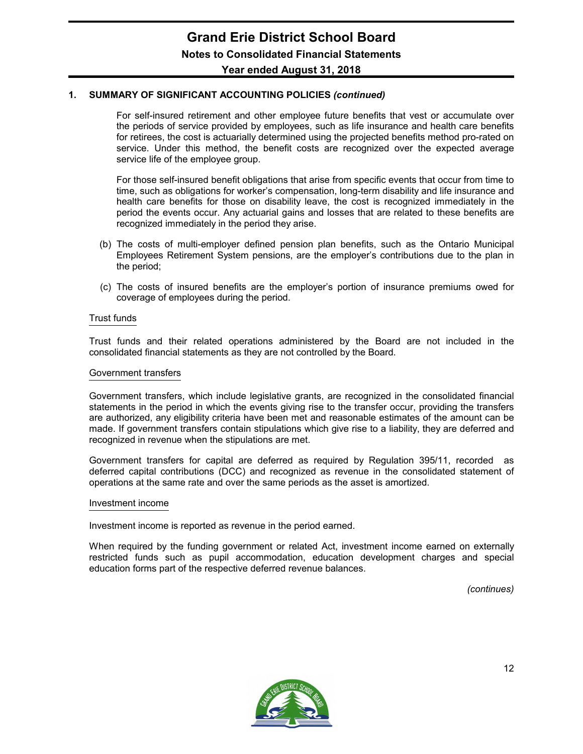## 1. SUMMARY OF SIGNIFICANT ACCOUNTING POLICIES *(continued)*

For self-insured retirement and other employee future benefits that vest or accumulate over the periods of service provided by employees, such as life insurance and health care benefits for retirees, the cost is actuarially determined using the projected benefits method pro-rated on service. Under this method, the benefit costs are recognized over the expected average service life of the employee group.

For those self-insured benefit obligations that arise from specific events that occur from time to time, such as obligations for worker's compensation, long-term disability and life insurance and health care benefits for those on disability leave, the cost is recognized immediately in the period the events occur. Any actuarial gains and losses that are related to these benefits are recognized immediately in the period they arise.

(b) The costs of multi-employer defined pension plan benefits, such as the Ontario Municipal Employees Retirement System pensions, are the employer's contributions due to the plan in the period;

(c) The costs of insured benefits are the employer's portion of insurance premiums owed for coverage of employees during the period.

### Trust funds

Trust funds and their related operations administered by the Board are not included in the consolidated financial statements as they are not controlled by the Board.

### Government transfers

Government transfers, which include legislative grants, are recognized in the consolidated financial statements in the period in which the events giving rise to the transfer occur, providing the transfers are authorized, any eligibility criteria have been met and reasonable estimates of the amount can be made. If government transfers contain stipulations which give rise to a liability, they are deferred and recognized in revenue when the stipulations are met.

Government transfers for capital are deferred as required by Regulation 395/11, recorded as deferred capital contributions (DCC) and recognized as revenue in the consolidated statement of operations at the same rate and over the same periods as the asset is amortized.

### Investment income

Investment income is reported as revenue in the period earned.

When required by the funding government or related Act, investment income earned on externally restricted funds such as pupil accommodation, education development charges and special education forms part of the respective deferred revenue balances.

*(continues)*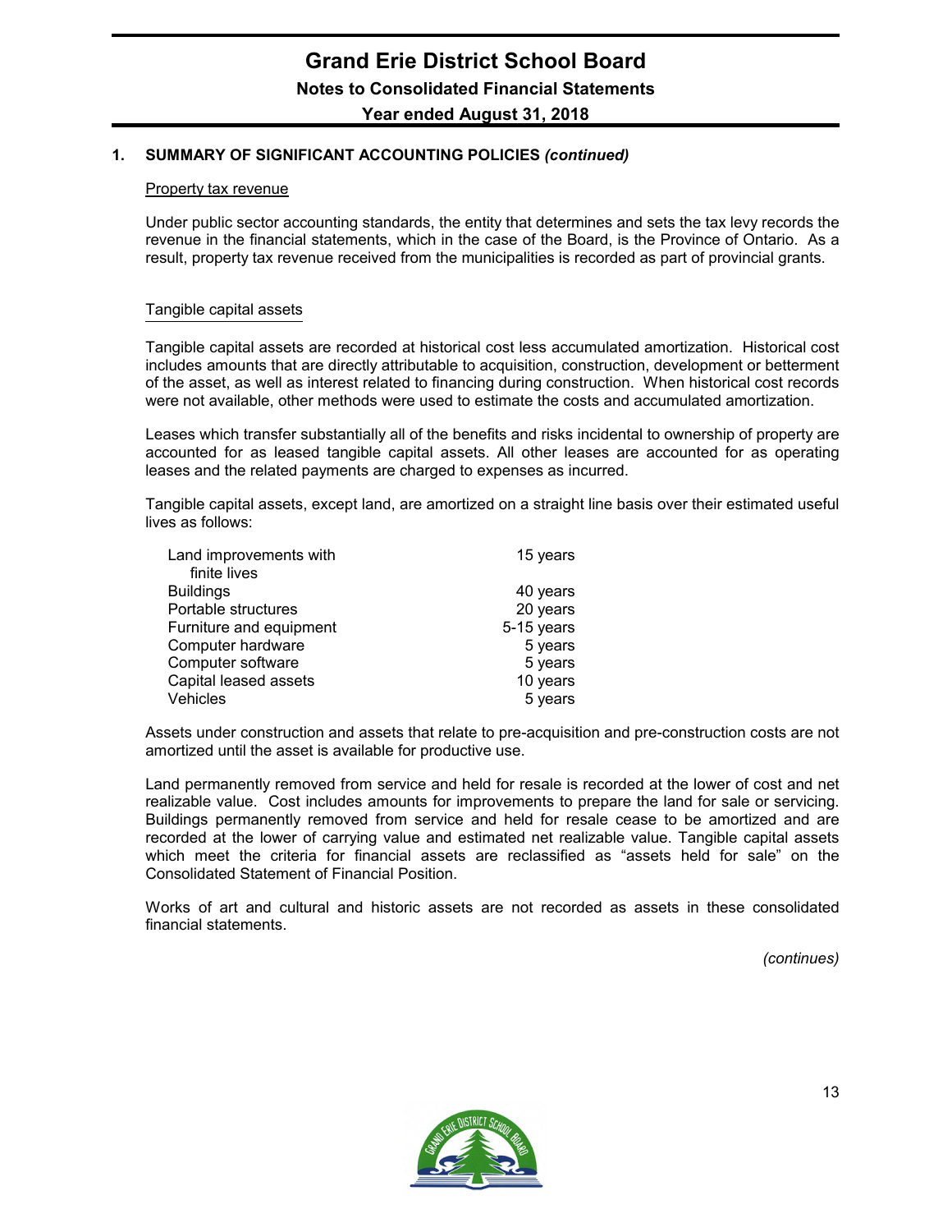## 1. SUMMARY OF SIGNIFICANT ACCOUNTING POLICIES *(continued)*

### Property tax revenue

Under public sector accounting standards, the entity that determines and sets the tax levy records the revenue in the financial statements, which in the case of the Board, is the Province of Ontario. As a result, property tax revenue received from the municipalities is recorded as part of provincial grants.

### Tangible capital assets

Tangible capital assets are recorded at historical cost less accumulated amortization. Historical cost includes amounts that are directly attributable to acquisition, construction, development or betterment of the asset, as well as interest related to financing during construction. When historical cost records were not available, other methods were used to estimate the costs and accumulated amortization.

Leases which transfer substantially all of the benefits and risks incidental to ownership of property are accounted for as leased tangible capital assets. All other leases are accounted for as operating leases and the related payments are charged to expenses as incurred.

Tangible capital assets, except land, are amortized on a straight line basis over their estimated useful lives as follows:

| | |
|---|---|
| Land improvements with finite lives | 15 years |
| Buildings | 40 years |
| Portable structures | 20 years |
| Furniture and equipment | 5-15 years |
| Computer hardware | 5 years |
| Computer software | 5 years |
| Capital leased assets | 10 years |
| Vehicles | 5 years |

Assets under construction and assets that relate to pre-acquisition and pre-construction costs are not amortized until the asset is available for productive use.

Land permanently removed from service and held for resale is recorded at the lower of cost and net realizable value. Cost includes amounts for improvements to prepare the land for sale or servicing. Buildings permanently removed from service and held for resale cease to be amortized and are recorded at the lower of carrying value and estimated net realizable value. Tangible capital assets which meet the criteria for financial assets are reclassified as "assets held for sale" on the Consolidated Statement of Financial Position.

Works of art and cultural and historic assets are not recorded as assets in these consolidated financial statements.

*(continues)*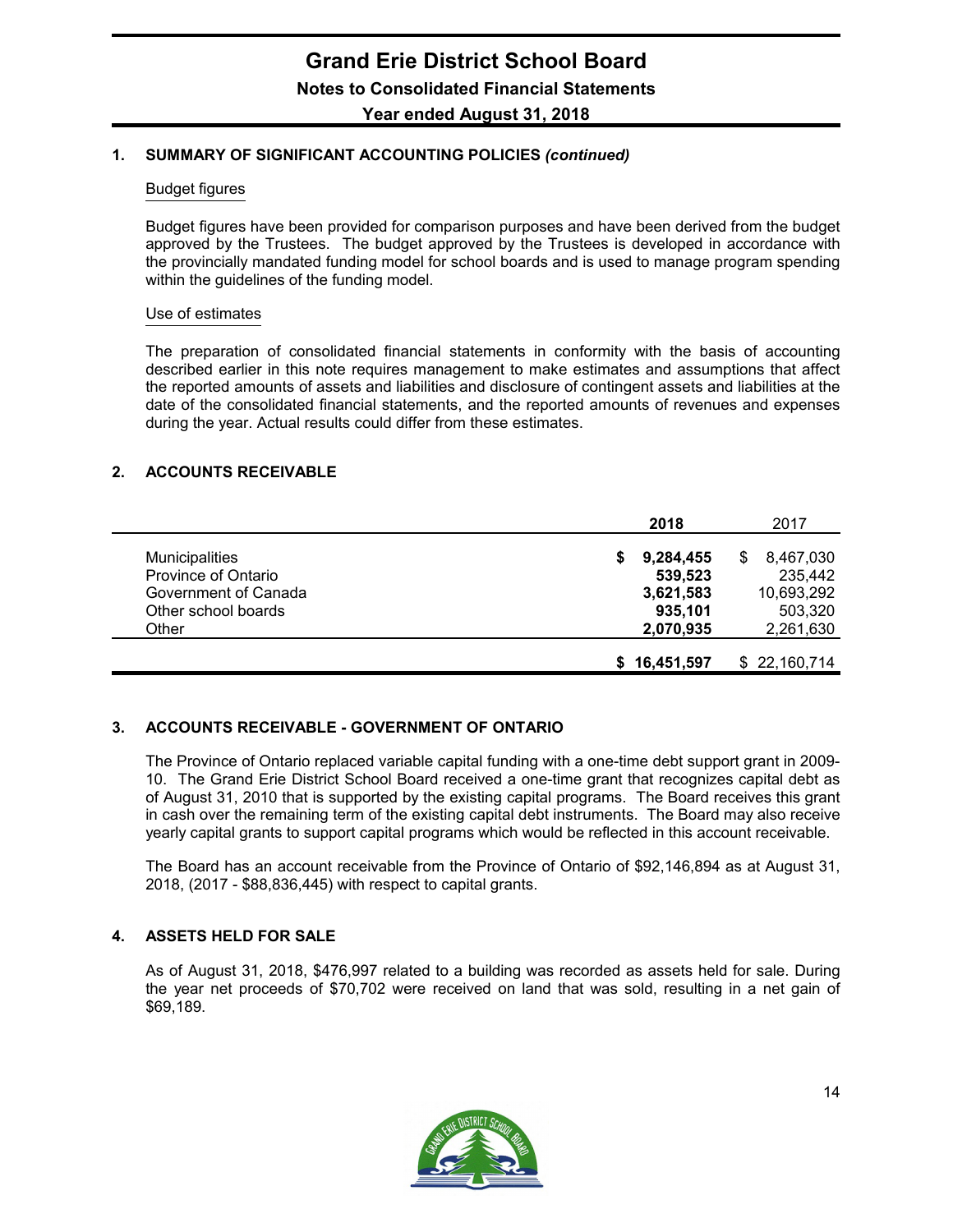## 1. SUMMARY OF SIGNIFICANT ACCOUNTING POLICIES *(continued)*

### Budget figures

Budget figures have been provided for comparison purposes and have been derived from the budget approved by the Trustees. The budget approved by the Trustees is developed in accordance with the provincially mandated funding model for school boards and is used to manage program spending within the guidelines of the funding model.

### Use of estimates

The preparation of consolidated financial statements in conformity with the basis of accounting described earlier in this note requires management to make estimates and assumptions that affect the reported amounts of assets and liabilities and disclosure of contingent assets and liabilities at the date of the consolidated financial statements, and the reported amounts of revenues and expenses during the year. Actual results could differ from these estimates.

## 2. ACCOUNTS RECEIVABLE

| | **2018** | 2017 |
|---|---|---|
| Municipalities | **$ 9,284,455** | $ 8,467,030 |
| Province of Ontario | **539,523** | 235,442 |
| Government of Canada | **3,621,583** | 10,693,292 |
| Other school boards | **935,101** | 503,320 |
| Other | **2,070,935** | 2,261,630 |
| | **$ 16,451,597** | $ 22,160,714 |

## 3. ACCOUNTS RECEIVABLE - GOVERNMENT OF ONTARIO

The Province of Ontario replaced variable capital funding with a one-time debt support grant in 2009-10. The Grand Erie District School Board received a one-time grant that recognizes capital debt as of August 31, 2010 that is supported by the existing capital programs. The Board receives this grant in cash over the remaining term of the existing capital debt instruments. The Board may also receive yearly capital grants to support capital programs which would be reflected in this account receivable.

The Board has an account receivable from the Province of Ontario of $92,146,894 as at August 31, 2018, (2017 - $88,836,445) with respect to capital grants.

## 4. ASSETS HELD FOR SALE

As of August 31, 2018, $476,997 related to a building was recorded as assets held for sale. During the year net proceeds of $70,702 were received on land that was sold, resulting in a net gain of $69,189.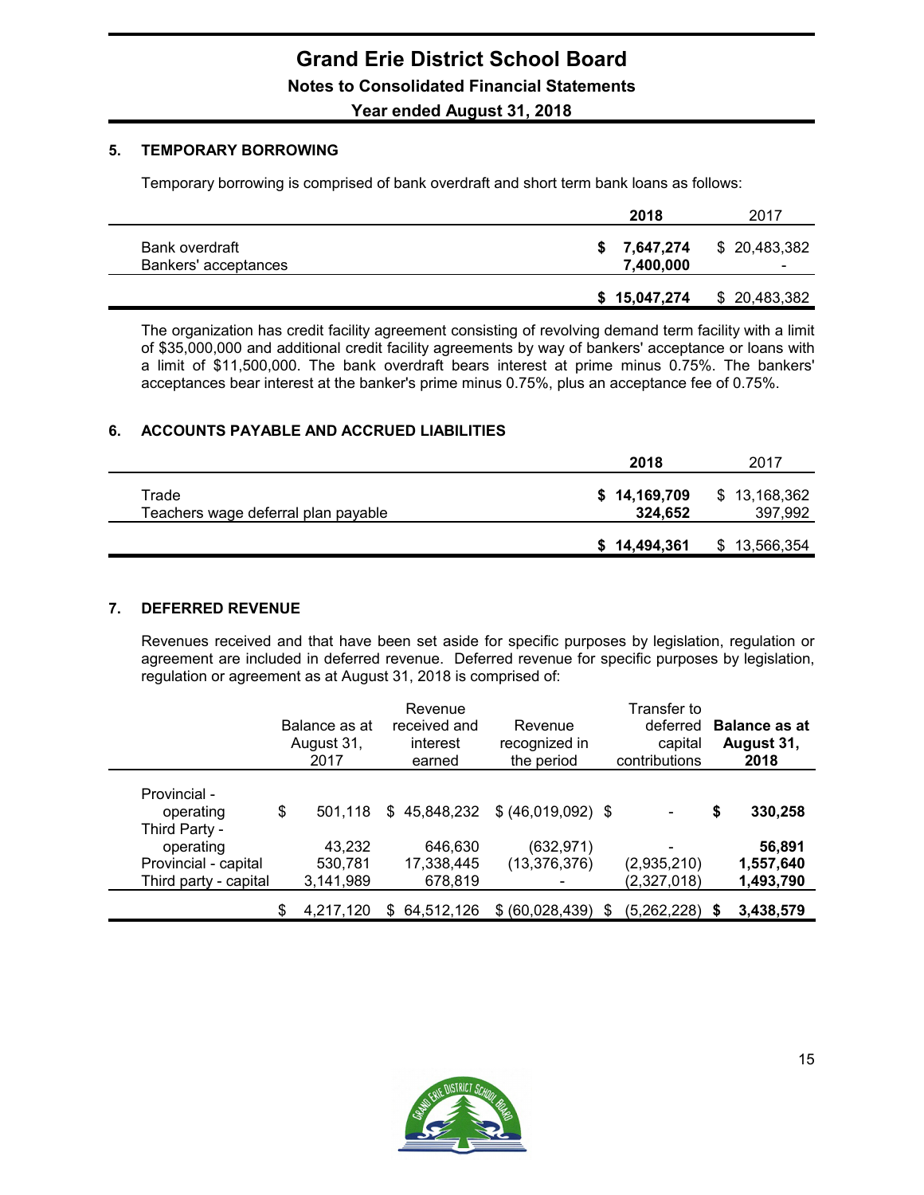## 5. TEMPORARY BORROWING

Temporary borrowing is comprised of bank overdraft and short term bank loans as follows:

| | 2018 | 2017 |
|---|---|---|
| Bank overdraft | **$ 7,647,274** | $ 20,483,382 |
| Bankers' acceptances | **7,400,000** | - |
| | **$ 15,047,274** | $ 20,483,382 |

The organization has credit facility agreement consisting of revolving demand term facility with a limit of $35,000,000 and additional credit facility agreements by way of bankers' acceptance or loans with a limit of $11,500,000. The bank overdraft bears interest at prime minus 0.75%. The bankers' acceptances bear interest at the banker's prime minus 0.75%, plus an acceptance fee of 0.75%.

## 6. ACCOUNTS PAYABLE AND ACCRUED LIABILITIES

| | 2018 | 2017 |
|---|---|---|
| Trade | **$ 14,169,709** | $ 13,168,362 |
| Teachers wage deferral plan payable | **324,652** | 397,992 |
| | **$ 14,494,361** | $ 13,566,354 |

## 7. DEFERRED REVENUE

Revenues received and that have been set aside for specific purposes by legislation, regulation or agreement are included in deferred revenue. Deferred revenue for specific purposes by legislation, regulation or agreement as at August 31, 2018 is comprised of:

| | Balance as at August 31, 2017 | Revenue received and interest earned | Revenue recognized in the period | Transfer to deferred capital contributions | **Balance as at August 31, 2018** |
|---|---|---|---|---|---|
| Provincial - operating | $ 501,118 | $ 45,848,232 | $ (46,019,092) | $ - | **$ 330,258** |
| Third Party - operating | 43,232 | 646,630 | (632,971) | - | **56,891** |
| Provincial - capital | 530,781 | 17,338,445 | (13,376,376) | (2,935,210) | **1,557,640** |
| Third party - capital | 3,141,989 | 678,819 | - | (2,327,018) | **1,493,790** |
| | $ 4,217,120 | $ 64,512,126 | $ (60,028,439) | $ (5,262,228) | **$ 3,438,579** |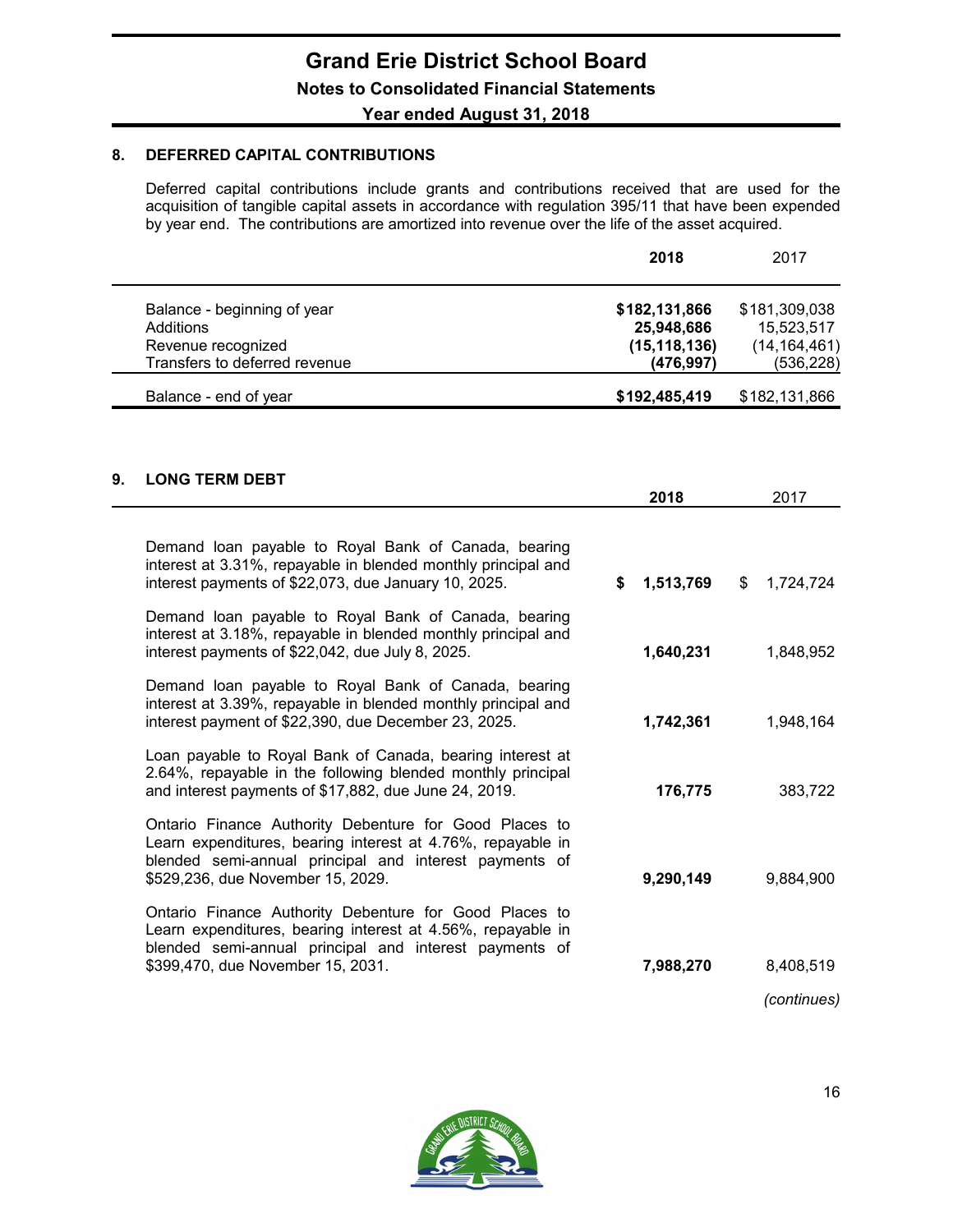## 8. DEFERRED CAPITAL CONTRIBUTIONS

Deferred capital contributions include grants and contributions received that are used for the acquisition of tangible capital assets in accordance with regulation 395/11 that have been expended by year end. The contributions are amortized into revenue over the life of the asset acquired.

| | **2018** | 2017 |
|---|---|---|
| Balance - beginning of year | **$182,131,866** | $181,309,038 |
| Additions | **25,948,686** | 15,523,517 |
| Revenue recognized | **(15,118,136)** | (14,164,461) |
| Transfers to deferred revenue | **(476,997)** | (536,228) |
| Balance - end of year | **$192,485,419** | $182,131,866 |

## 9. LONG TERM DEBT

| | **2018** | 2017 |
|---|---|---|
| Demand loan payable to Royal Bank of Canada, bearing interest at 3.31%, repayable in blended monthly principal and interest payments of $22,073, due January 10, 2025. | **$ 1,513,769** | $ 1,724,724 |
| Demand loan payable to Royal Bank of Canada, bearing interest at 3.18%, repayable in blended monthly principal and interest payments of $22,042, due July 8, 2025. | **1,640,231** | 1,848,952 |
| Demand loan payable to Royal Bank of Canada, bearing interest at 3.39%, repayable in blended monthly principal and interest payment of $22,390, due December 23, 2025. | **1,742,361** | 1,948,164 |
| Loan payable to Royal Bank of Canada, bearing interest at 2.64%, repayable in the following blended monthly principal and interest payments of $17,882, due June 24, 2019. | **176,775** | 383,722 |
| Ontario Finance Authority Debenture for Good Places to Learn expenditures, bearing interest at 4.76%, repayable in blended semi-annual principal and interest payments of $529,236, due November 15, 2029. | **9,290,149** | 9,884,900 |
| Ontario Finance Authority Debenture for Good Places to Learn expenditures, bearing interest at 4.56%, repayable in blended semi-annual principal and interest payments of $399,470, due November 15, 2031. | **7,988,270** | 8,408,519 |

*(continues)*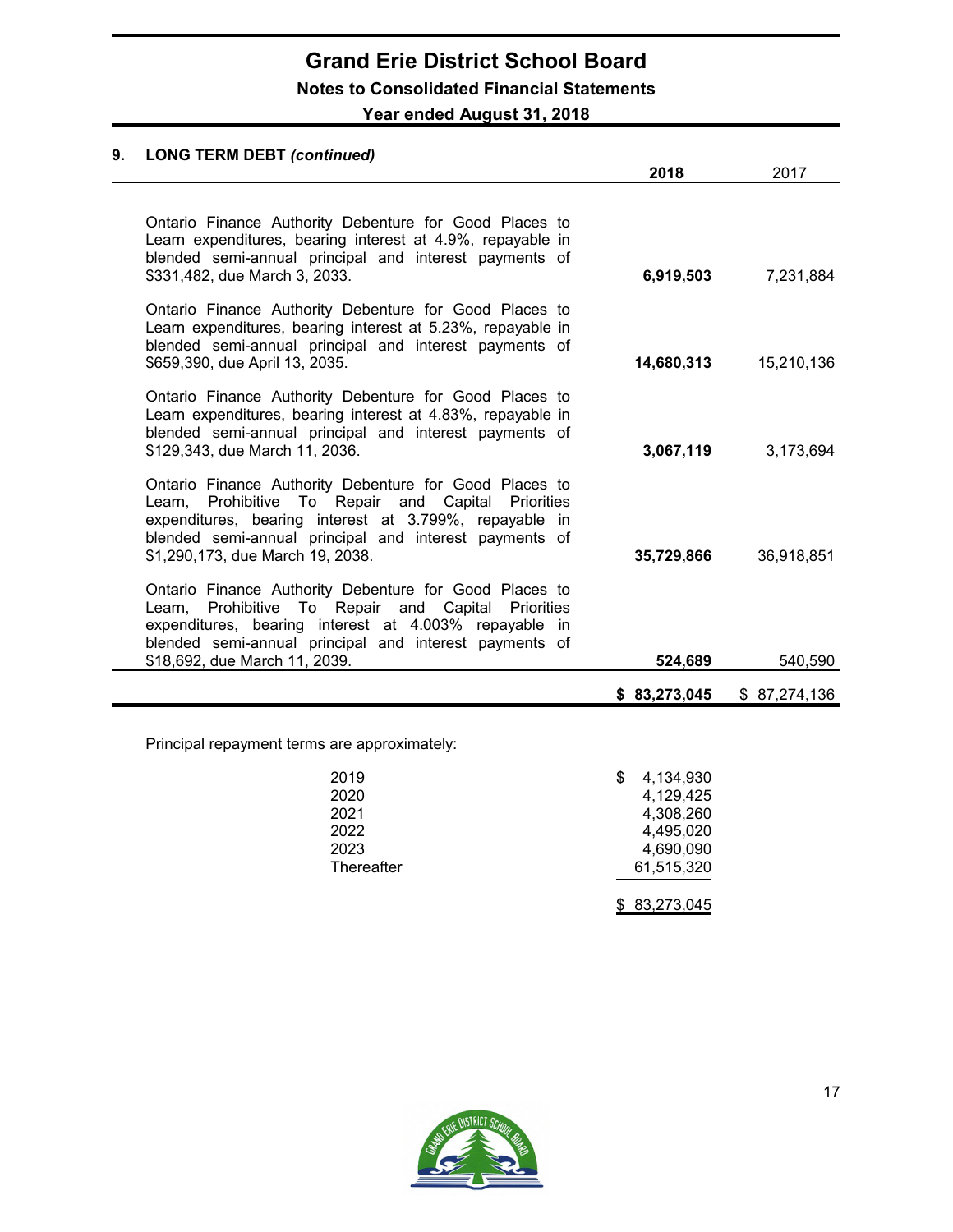## 9. LONG TERM DEBT *(continued)*

| | **2018** | 2017 |
|---|---|---|
| Ontario Finance Authority Debenture for Good Places to Learn expenditures, bearing interest at 4.9%, repayable in blended semi-annual principal and interest payments of $331,482, due March 3, 2033. | **6,919,503** | 7,231,884 |
| Ontario Finance Authority Debenture for Good Places to Learn expenditures, bearing interest at 5.23%, repayable in blended semi-annual principal and interest payments of $659,390, due April 13, 2035. | **14,680,313** | 15,210,136 |
| Ontario Finance Authority Debenture for Good Places to Learn expenditures, bearing interest at 4.83%, repayable in blended semi-annual principal and interest payments of $129,343, due March 11, 2036. | **3,067,119** | 3,173,694 |
| Ontario Finance Authority Debenture for Good Places to Learn, Prohibitive To Repair and Capital Priorities expenditures, bearing interest at 3.799%, repayable in blended semi-annual principal and interest payments of $1,290,173, due March 19, 2038. | **35,729,866** | 36,918,851 |
| Ontario Finance Authority Debenture for Good Places to Learn, Prohibitive To Repair and Capital Priorities expenditures, bearing interest at 4.003% repayable in blended semi-annual principal and interest payments of $18,692, due March 11, 2039. | **524,689** | 540,590 |
| | **$ 83,273,045** | $ 87,274,136 |

Principal repayment terms are approximately:

| | |
|---|---|
| 2019 | $ 4,134,930 |
| 2020 | 4,129,425 |
| 2021 | 4,308,260 |
| 2022 | 4,495,020 |
| 2023 | 4,690,090 |
| Thereafter | 61,515,320 |
| | $ 83,273,045 |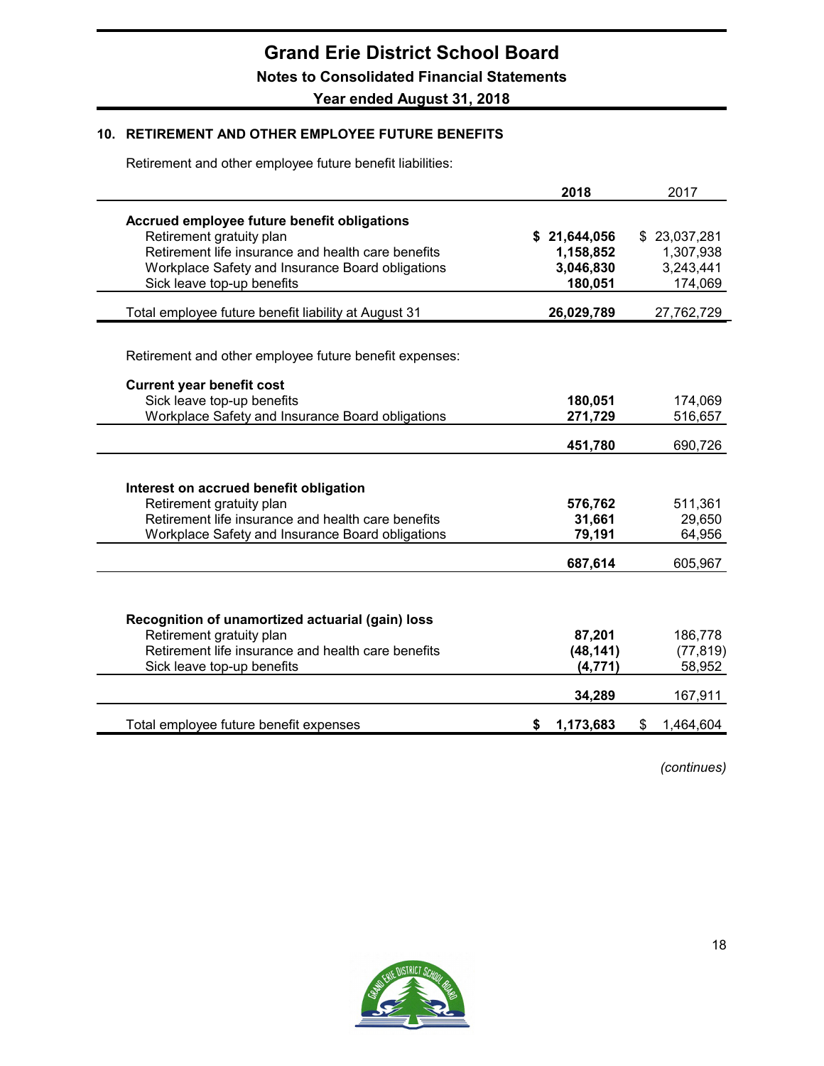## 10. RETIREMENT AND OTHER EMPLOYEE FUTURE BENEFITS

Retirement and other employee future benefit liabilities:

| | 2018 | 2017 |
|---|---|---|
| **Accrued employee future benefit obligations** | | |
| Retirement gratuity plan | **$ 21,644,056** | $ 23,037,281 |
| Retirement life insurance and health care benefits | **1,158,852** | 1,307,938 |
| Workplace Safety and Insurance Board obligations | **3,046,830** | 3,243,441 |
| Sick leave top-up benefits | **180,051** | 174,069 |
| Total employee future benefit liability at August 31 | **26,029,789** | 27,762,729 |

Retirement and other employee future benefit expenses:

| | 2018 | 2017 |
|---|---|---|
| **Current year benefit cost** | | |
| Sick leave top-up benefits | **180,051** | 174,069 |
| Workplace Safety and Insurance Board obligations | **271,729** | 516,657 |
| | **451,780** | 690,726 |
| **Interest on accrued benefit obligation** | | |
| Retirement gratuity plan | **576,762** | 511,361 |
| Retirement life insurance and health care benefits | **31,661** | 29,650 |
| Workplace Safety and Insurance Board obligations | **79,191** | 64,956 |
| | **687,614** | 605,967 |
| **Recognition of unamortized actuarial (gain) loss** | | |
| Retirement gratuity plan | **87,201** | 186,778 |
| Retirement life insurance and health care benefits | **(48,141)** | (77,819) |
| Sick leave top-up benefits | **(4,771)** | 58,952 |
| | **34,289** | 167,911 |
| Total employee future benefit expenses | **$ 1,173,683** | $ 1,464,604 |

*(continues)*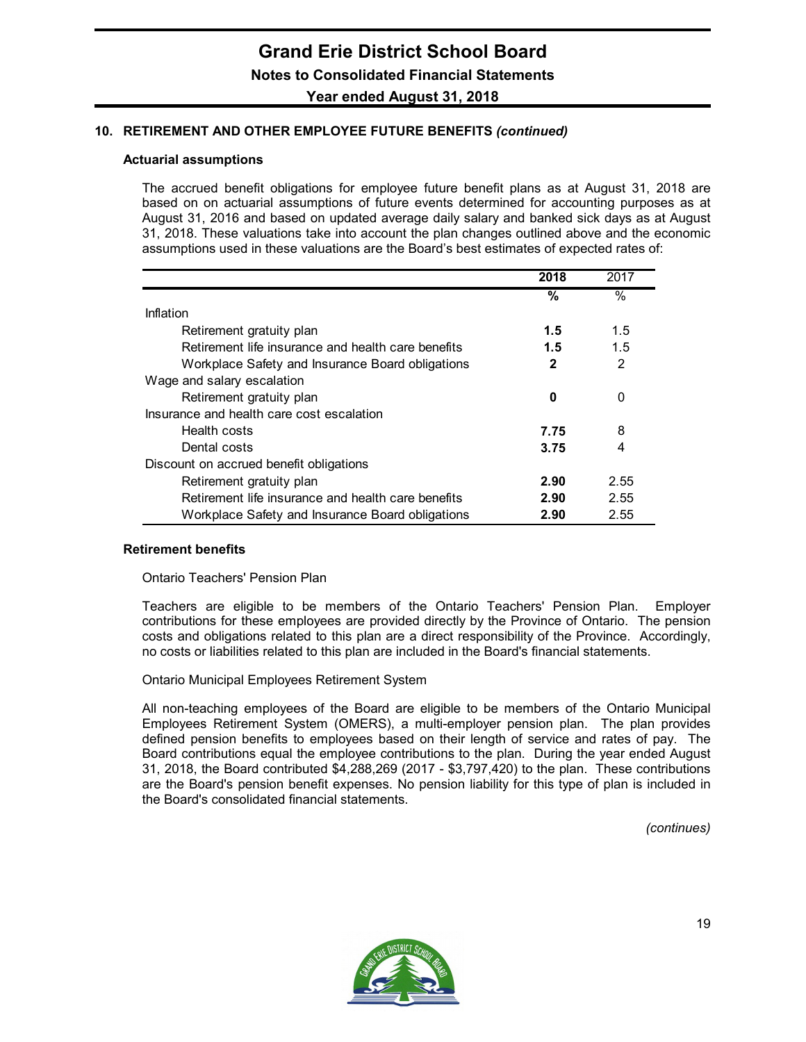## 10. RETIREMENT AND OTHER EMPLOYEE FUTURE BENEFITS *(continued)*

### Actuarial assumptions

The accrued benefit obligations for employee future benefit plans as at August 31, 2018 are based on on actuarial assumptions of future events determined for accounting purposes as at August 31, 2016 and based on updated average daily salary and banked sick days as at August 31, 2018. These valuations take into account the plan changes outlined above and the economic assumptions used in these valuations are the Board's best estimates of expected rates of:

| | **2018** | 2017 |
|---|---|---|
| | **%** | % |
| Inflation | | |
| Retirement gratuity plan | **1.5** | 1.5 |
| Retirement life insurance and health care benefits | **1.5** | 1.5 |
| Workplace Safety and Insurance Board obligations | **2** | 2 |
| Wage and salary escalation | | |
| Retirement gratuity plan | **0** | 0 |
| Insurance and health care cost escalation | | |
| Health costs | **7.75** | 8 |
| Dental costs | **3.75** | 4 |
| Discount on accrued benefit obligations | | |
| Retirement gratuity plan | **2.90** | 2.55 |
| Retirement life insurance and health care benefits | **2.90** | 2.55 |
| Workplace Safety and Insurance Board obligations | **2.90** | 2.55 |

### Retirement benefits

Ontario Teachers' Pension Plan

Teachers are eligible to be members of the Ontario Teachers' Pension Plan. Employer contributions for these employees are provided directly by the Province of Ontario. The pension costs and obligations related to this plan are a direct responsibility of the Province. Accordingly, no costs or liabilities related to this plan are included in the Board's financial statements.

Ontario Municipal Employees Retirement System

All non-teaching employees of the Board are eligible to be members of the Ontario Municipal Employees Retirement System (OMERS), a multi-employer pension plan. The plan provides defined pension benefits to employees based on their length of service and rates of pay. The Board contributions equal the employee contributions to the plan. During the year ended August 31, 2018, the Board contributed $4,288,269 (2017 - $3,797,420) to the plan. These contributions are the Board's pension benefit expenses. No pension liability for this type of plan is included in the Board's consolidated financial statements.

*(continues)*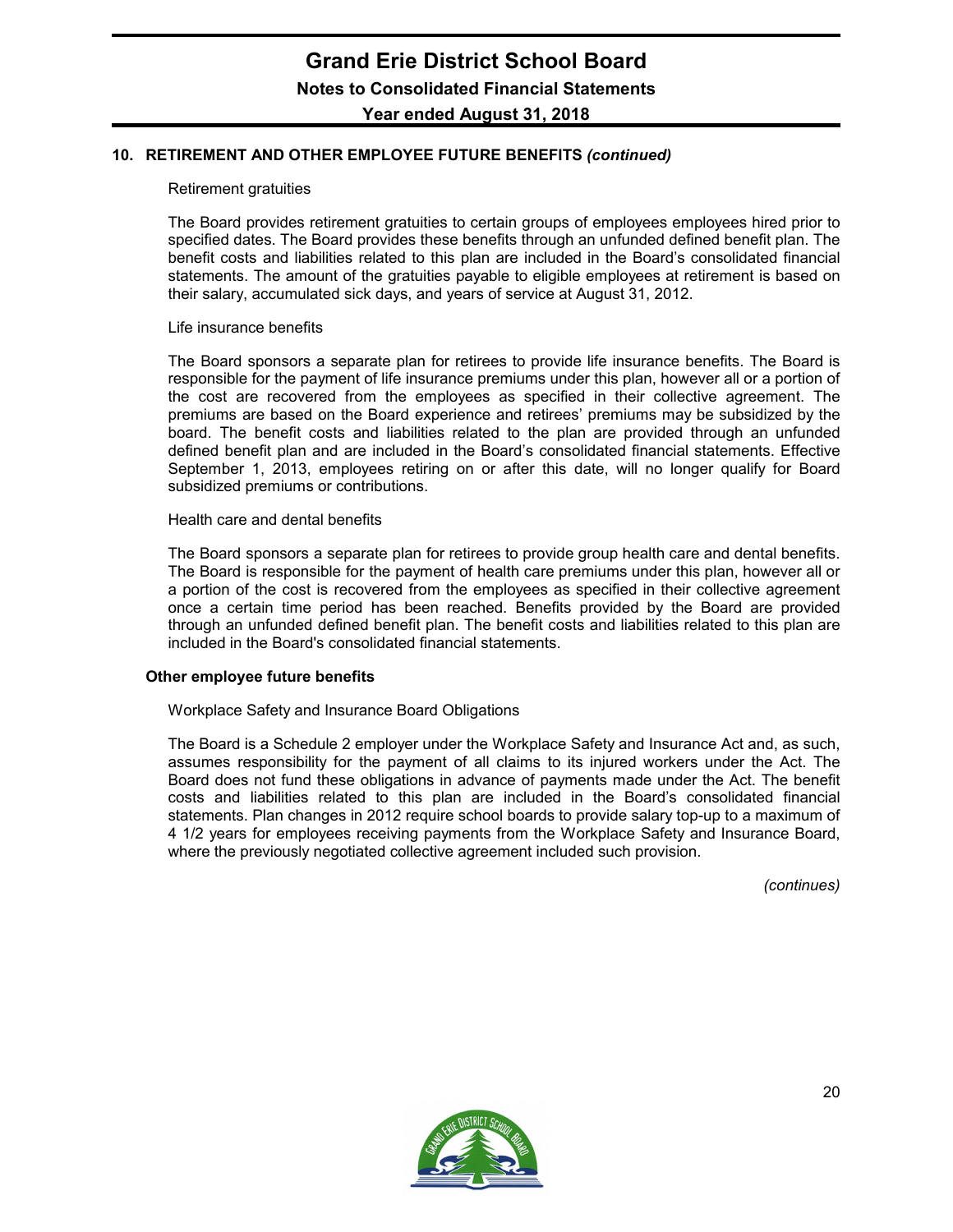## 10. RETIREMENT AND OTHER EMPLOYEE FUTURE BENEFITS *(continued)*

Retirement gratuities

The Board provides retirement gratuities to certain groups of employees employees hired prior to specified dates. The Board provides these benefits through an unfunded defined benefit plan. The benefit costs and liabilities related to this plan are included in the Board's consolidated financial statements. The amount of the gratuities payable to eligible employees at retirement is based on their salary, accumulated sick days, and years of service at August 31, 2012.

Life insurance benefits

The Board sponsors a separate plan for retirees to provide life insurance benefits. The Board is responsible for the payment of life insurance premiums under this plan, however all or a portion of the cost are recovered from the employees as specified in their collective agreement. The premiums are based on the Board experience and retirees' premiums may be subsidized by the board. The benefit costs and liabilities related to the plan are provided through an unfunded defined benefit plan and are included in the Board's consolidated financial statements. Effective September 1, 2013, employees retiring on or after this date, will no longer qualify for Board subsidized premiums or contributions.

Health care and dental benefits

The Board sponsors a separate plan for retirees to provide group health care and dental benefits. The Board is responsible for the payment of health care premiums under this plan, however all or a portion of the cost is recovered from the employees as specified in their collective agreement once a certain time period has been reached. Benefits provided by the Board are provided through an unfunded defined benefit plan. The benefit costs and liabilities related to this plan are included in the Board's consolidated financial statements.

**Other employee future benefits**

Workplace Safety and Insurance Board Obligations

The Board is a Schedule 2 employer under the Workplace Safety and Insurance Act and, as such, assumes responsibility for the payment of all claims to its injured workers under the Act. The Board does not fund these obligations in advance of payments made under the Act. The benefit costs and liabilities related to this plan are included in the Board's consolidated financial statements. Plan changes in 2012 require school boards to provide salary top-up to a maximum of 4 1/2 years for employees receiving payments from the Workplace Safety and Insurance Board, where the previously negotiated collective agreement included such provision.

*(continues)*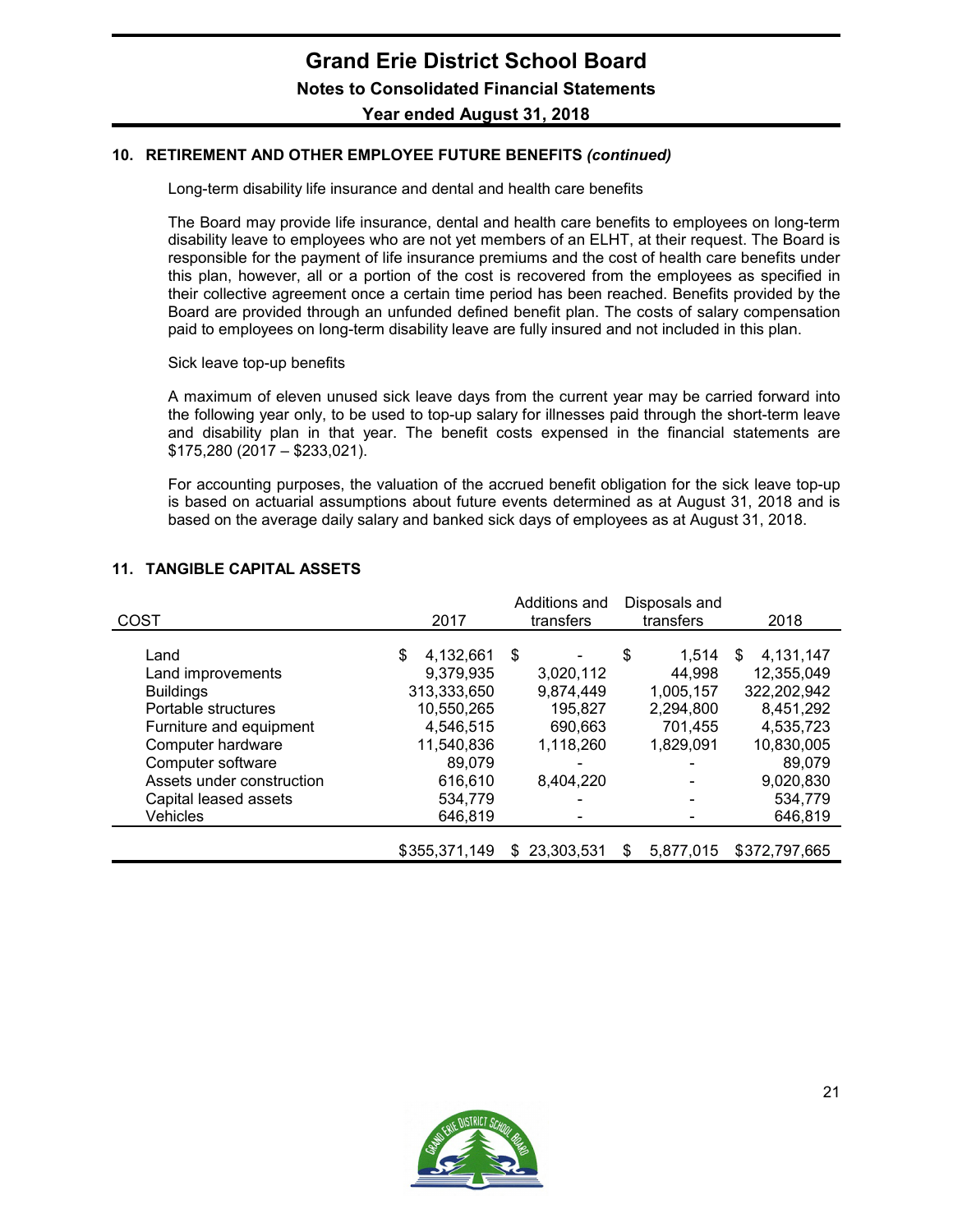## 10. RETIREMENT AND OTHER EMPLOYEE FUTURE BENEFITS *(continued)*

Long-term disability life insurance and dental and health care benefits

The Board may provide life insurance, dental and health care benefits to employees on long-term disability leave to employees who are not yet members of an ELHT, at their request. The Board is responsible for the payment of life insurance premiums and the cost of health care benefits under this plan, however, all or a portion of the cost is recovered from the employees as specified in their collective agreement once a certain time period has been reached. Benefits provided by the Board are provided through an unfunded defined benefit plan. The costs of salary compensation paid to employees on long-term disability leave are fully insured and not included in this plan.

Sick leave top-up benefits

A maximum of eleven unused sick leave days from the current year may be carried forward into the following year only, to be used to top-up salary for illnesses paid through the short-term leave and disability plan in that year. The benefit costs expensed in the financial statements are $175,280 (2017 – $233,021).

For accounting purposes, the valuation of the accrued benefit obligation for the sick leave top-up is based on actuarial assumptions about future events determined as at August 31, 2018 and is based on the average daily salary and banked sick days of employees as at August 31, 2018.

## 11. TANGIBLE CAPITAL ASSETS

| COST | 2017 | Additions and transfers | Disposals and transfers | 2018 |
|---|---|---|---|---|
| Land | $ 4,132,661 | $ - | $ 1,514 | $ 4,131,147 |
| Land improvements | 9,379,935 | 3,020,112 | 44,998 | 12,355,049 |
| Buildings | 313,333,650 | 9,874,449 | 1,005,157 | 322,202,942 |
| Portable structures | 10,550,265 | 195,827 | 2,294,800 | 8,451,292 |
| Furniture and equipment | 4,546,515 | 690,663 | 701,455 | 4,535,723 |
| Computer hardware | 11,540,836 | 1,118,260 | 1,829,091 | 10,830,005 |
| Computer software | 89,079 | - | - | 89,079 |
| Assets under construction | 616,610 | 8,404,220 | - | 9,020,830 |
| Capital leased assets | 534,779 | - | - | 534,779 |
| Vehicles | 646,819 | - | - | 646,819 |
| | $355,371,149 | $ 23,303,531 | $ 5,877,015 | $372,797,665 |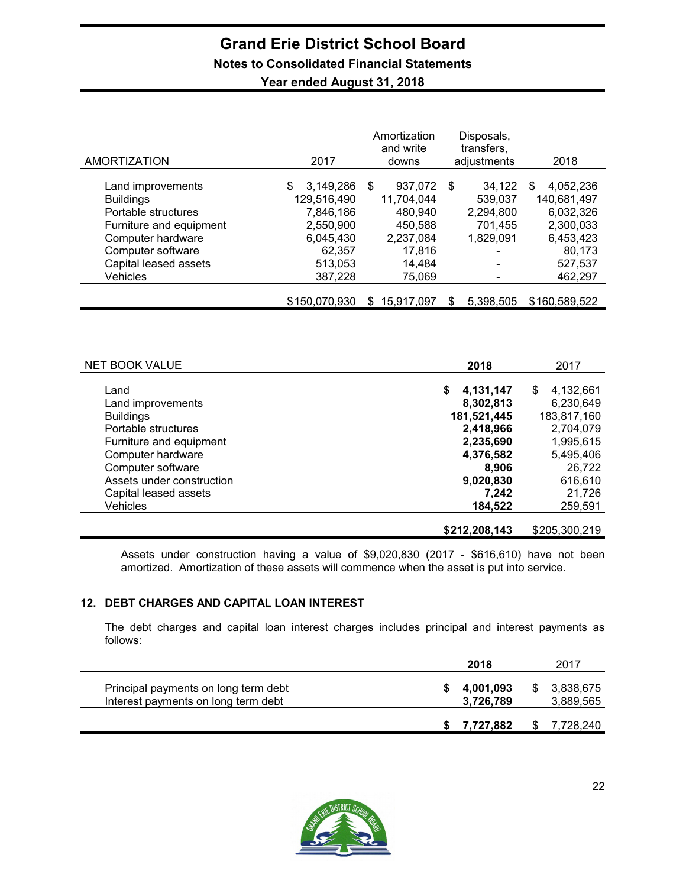| AMORTIZATION | 2017 | Amortization and write downs | Disposals, transfers, adjustments | 2018 |
|---|---|---|---|---|
| Land improvements | $ 3,149,286 | $ 937,072 | $ 34,122 | $ 4,052,236 |
| Buildings | 129,516,490 | 11,704,044 | 539,037 | 140,681,497 |
| Portable structures | 7,846,186 | 480,940 | 2,294,800 | 6,032,326 |
| Furniture and equipment | 2,550,900 | 450,588 | 701,455 | 2,300,033 |
| Computer hardware | 6,045,430 | 2,237,084 | 1,829,091 | 6,453,423 |
| Computer software | 62,357 | 17,816 | - | 80,173 |
| Capital leased assets | 513,053 | 14,484 | - | 527,537 |
| Vehicles | 387,228 | 75,069 | - | 462,297 |
| | $150,070,930 | $ 15,917,097 | $ 5,398,505 | $160,589,522 |

| NET BOOK VALUE | **2018** | 2017 |
|---|---|---|
| Land | **$ 4,131,147** | $ 4,132,661 |
| Land improvements | **8,302,813** | 6,230,649 |
| Buildings | **181,521,445** | 183,817,160 |
| Portable structures | **2,418,966** | 2,704,079 |
| Furniture and equipment | **2,235,690** | 1,995,615 |
| Computer hardware | **4,376,582** | 5,495,406 |
| Computer software | **8,906** | 26,722 |
| Assets under construction | **9,020,830** | 616,610 |
| Capital leased assets | **7,242** | 21,726 |
| Vehicles | **184,522** | 259,591 |
| | **$212,208,143** | $205,300,219 |

Assets under construction having a value of $9,020,830 (2017 - $616,610) have not been amortized. Amortization of these assets will commence when the asset is put into service.

## 12. DEBT CHARGES AND CAPITAL LOAN INTEREST

The debt charges and capital loan interest charges includes principal and interest payments as follows:

| | **2018** | 2017 |
|---|---|---|
| Principal payments on long term debt | **$ 4,001,093** | $ 3,838,675 |
| Interest payments on long term debt | **3,726,789** | 3,889,565 |
| | **$ 7,727,882** | $ 7,728,240 |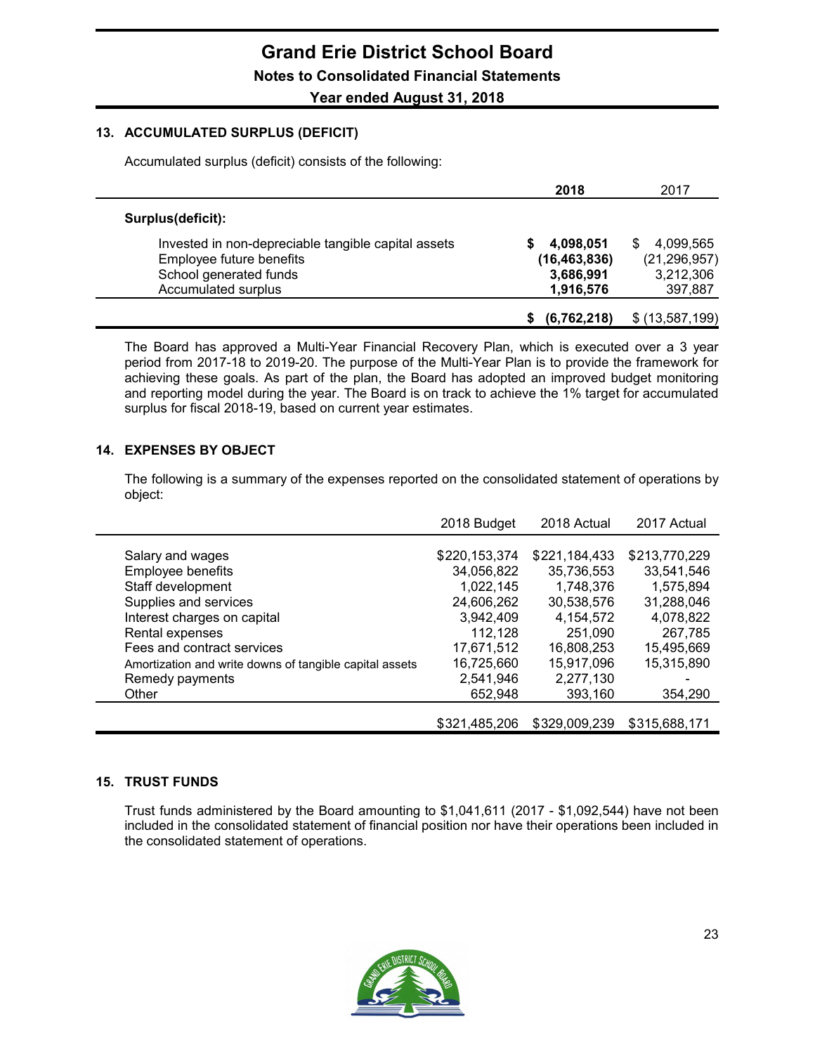# Grand Erie District School Board

## Notes to Consolidated Financial Statements

### Year ended August 31, 2018

### 13. ACCUMULATED SURPLUS (DEFICIT)

Accumulated surplus (deficit) consists of the following:

| | **2018** | 2017 |
|---|---|---|
| **Surplus(deficit):** | | |
| Invested in non-depreciable tangible capital assets | **$ 4,098,051** | $ 4,099,565 |
| Employee future benefits | **(16,463,836)** | (21,296,957) |
| School generated funds | **3,686,991** | 3,212,306 |
| Accumulated surplus | **1,916,576** | 397,887 |
| | **$ (6,762,218)** | $ (13,587,199) |

The Board has approved a Multi-Year Financial Recovery Plan, which is executed over a 3 year period from 2017-18 to 2019-20. The purpose of the Multi-Year Plan is to provide the framework for achieving these goals. As part of the plan, the Board has adopted an improved budget monitoring and reporting model during the year. The Board is on track to achieve the 1% target for accumulated surplus for fiscal 2018-19, based on current year estimates.

### 14. EXPENSES BY OBJECT

The following is a summary of the expenses reported on the consolidated statement of operations by object:

| | 2018 Budget | 2018 Actual | 2017 Actual |
|---|---|---|---|
| Salary and wages | $220,153,374 | $221,184,433 | $213,770,229 |
| Employee benefits | 34,056,822 | 35,736,553 | 33,541,546 |
| Staff development | 1,022,145 | 1,748,376 | 1,575,894 |
| Supplies and services | 24,606,262 | 30,538,576 | 31,288,046 |
| Interest charges on capital | 3,942,409 | 4,154,572 | 4,078,822 |
| Rental expenses | 112,128 | 251,090 | 267,785 |
| Fees and contract services | 17,671,512 | 16,808,253 | 15,495,669 |
| Amortization and write downs of tangible capital assets | 16,725,660 | 15,917,096 | 15,315,890 |
| Remedy payments | 2,541,946 | 2,277,130 | - |
| Other | 652,948 | 393,160 | 354,290 |
| | $321,485,206 | $329,009,239 | $315,688,171 |

### 15. TRUST FUNDS

Trust funds administered by the Board amounting to $1,041,611 (2017 - $1,092,544) have not been included in the consolidated statement of financial position nor have their operations been included in the consolidated statement of operations.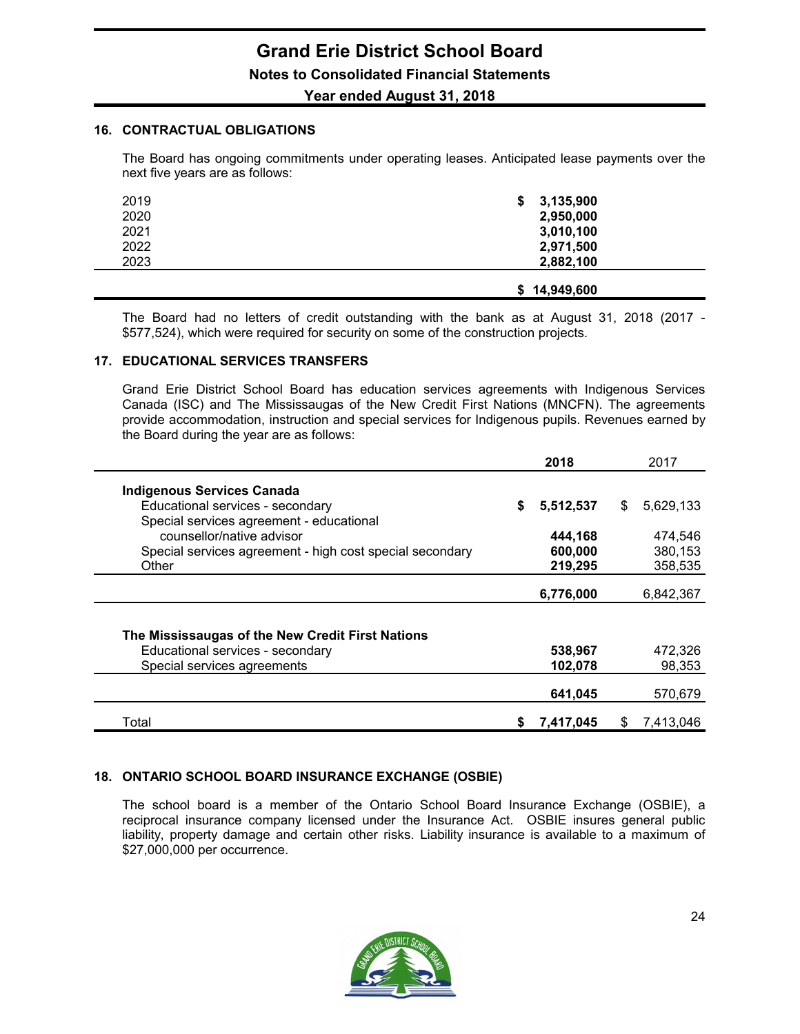## 16. CONTRACTUAL OBLIGATIONS

The Board has ongoing commitments under operating leases. Anticipated lease payments over the next five years are as follows:

| | |
|---|---|
| 2019 | **$ 3,135,900** |
| 2020 | **2,950,000** |
| 2021 | **3,010,100** |
| 2022 | **2,971,500** |
| 2023 | **2,882,100** |
| | **$ 14,949,600** |

The Board had no letters of credit outstanding with the bank as at August 31, 2018 (2017 - $577,524), which were required for security on some of the construction projects.

## 17. EDUCATIONAL SERVICES TRANSFERS

Grand Erie District School Board has education services agreements with Indigenous Services Canada (ISC) and The Mississaugas of the New Credit First Nations (MNCFN). The agreements provide accommodation, instruction and special services for Indigenous pupils. Revenues earned by the Board during the year are as follows:

| | **2018** | 2017 |
|---|---|---|
| **Indigenous Services Canada** | | |
| Educational services - secondary | **$ 5,512,537** | $ 5,629,133 |
| Special services agreement - educational counsellor/native advisor | **444,168** | 474,546 |
| Special services agreement - high cost special secondary | **600,000** | 380,153 |
| Other | **219,295** | 358,535 |
| | **6,776,000** | 6,842,367 |
| **The Mississaugas of the New Credit First Nations** | | |
| Educational services - secondary | **538,967** | 472,326 |
| Special services agreements | **102,078** | 98,353 |
| | **641,045** | 570,679 |
| Total | **$ 7,417,045** | $ 7,413,046 |

## 18. ONTARIO SCHOOL BOARD INSURANCE EXCHANGE (OSBIE)

The school board is a member of the Ontario School Board Insurance Exchange (OSBIE), a reciprocal insurance company licensed under the Insurance Act. OSBIE insures general public liability, property damage and certain other risks. Liability insurance is available to a maximum of $27,000,000 per occurrence.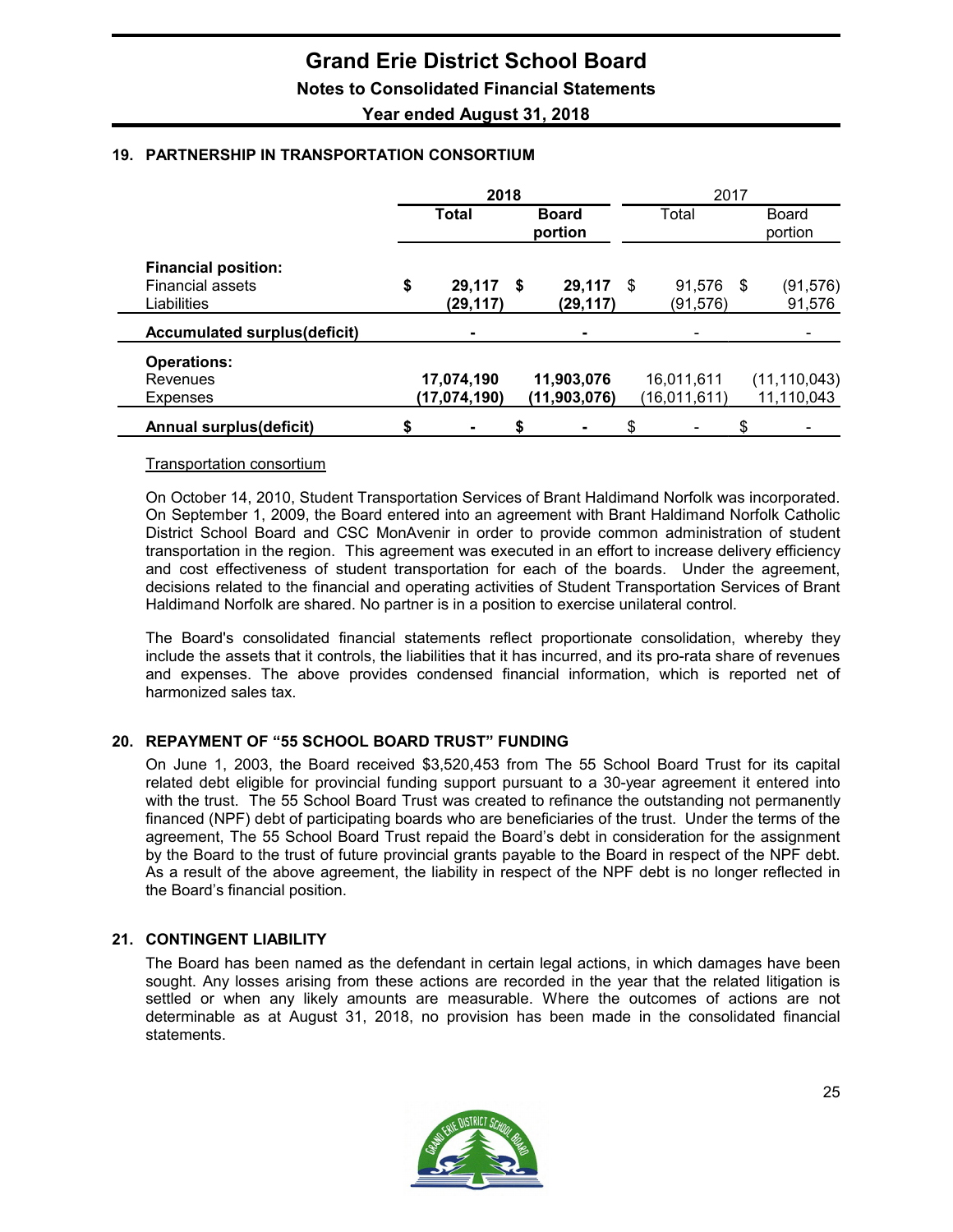## 19. PARTNERSHIP IN TRANSPORTATION CONSORTIUM

| | 2018 | | 2017 | |
|---|---|---|---|---|
| | **Total** | **Board portion** | Total | Board portion |
| **Financial position:** | | | | |
| Financial assets | **$ 29,117** | **$ 29,117** | $ 91,576 | $ (91,576) |
| Liabilities | **(29,117)** | **(29,117)** | (91,576) | 91,576 |
| **Accumulated surplus(deficit)** | **-** | **-** | - | - |
| **Operations:** | | | | |
| Revenues | **17,074,190** | **11,903,076** | 16,011,611 | (11,110,043) |
| Expenses | **(17,074,190)** | **(11,903,076)** | (16,011,611) | 11,110,043 |
| **Annual surplus(deficit)** | **$ -** | **$ -** | $ - | $ - |

Transportation consortium

On October 14, 2010, Student Transportation Services of Brant Haldimand Norfolk was incorporated. On September 1, 2009, the Board entered into an agreement with Brant Haldimand Norfolk Catholic District School Board and CSC MonAvenir in order to provide common administration of student transportation in the region. This agreement was executed in an effort to increase delivery efficiency and cost effectiveness of student transportation for each of the boards. Under the agreement, decisions related to the financial and operating activities of Student Transportation Services of Brant Haldimand Norfolk are shared. No partner is in a position to exercise unilateral control.

The Board's consolidated financial statements reflect proportionate consolidation, whereby they include the assets that it controls, the liabilities that it has incurred, and its pro-rata share of revenues and expenses. The above provides condensed financial information, which is reported net of harmonized sales tax.

## 20. REPAYMENT OF "55 SCHOOL BOARD TRUST" FUNDING

On June 1, 2003, the Board received $3,520,453 from The 55 School Board Trust for its capital related debt eligible for provincial funding support pursuant to a 30-year agreement it entered into with the trust. The 55 School Board Trust was created to refinance the outstanding not permanently financed (NPF) debt of participating boards who are beneficiaries of the trust. Under the terms of the agreement, The 55 School Board Trust repaid the Board's debt in consideration for the assignment by the Board to the trust of future provincial grants payable to the Board in respect of the NPF debt. As a result of the above agreement, the liability in respect of the NPF debt is no longer reflected in the Board's financial position.

## 21. CONTINGENT LIABILITY

The Board has been named as the defendant in certain legal actions, in which damages have been sought. Any losses arising from these actions are recorded in the year that the related litigation is settled or when any likely amounts are measurable. Where the outcomes of actions are not determinable as at August 31, 2018, no provision has been made in the consolidated financial statements.